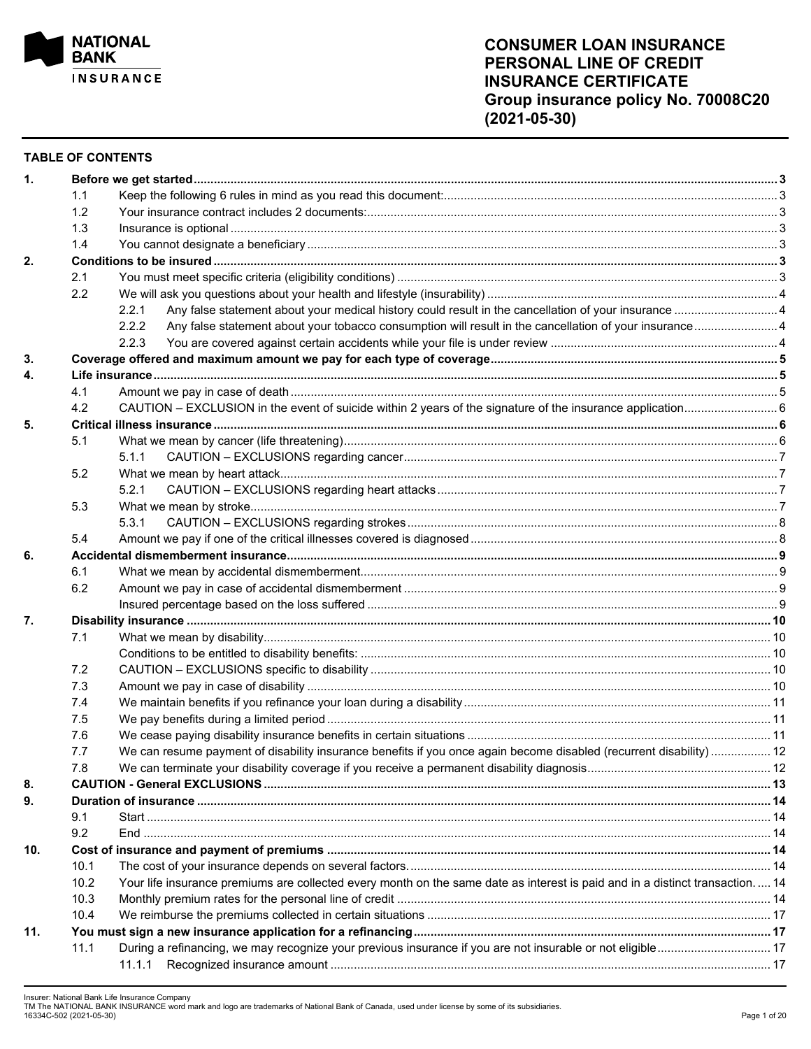NATIONAL BANK INSURANCE

# CONSUMER LOAN INSURANCE PERSONAL LINE OF CREDIT INSURANCE CERTIFICATE Group insurance policy No. 70008C20 (2021-05-30)

## TABLE OF CONTENTS

| | | | |
|---|---|---|---|
| **1.** | **Before we get started** | | **3** |
| | 1.1 | Keep the following 6 rules in mind as you read this document: | 3 |
| | 1.2 | Your insurance contract includes 2 documents: | 3 |
| | 1.3 | Insurance is optional | 3 |
| | 1.4 | You cannot designate a beneficiary | 3 |
| **2.** | **Conditions to be insured** | | **3** |
| | 2.1 | You must meet specific criteria (eligibility conditions) | 3 |
| | 2.2 | We will ask you questions about your health and lifestyle (insurability) | 4 |
| | | 2.2.1 Any false statement about your medical history could result in the cancellation of your insurance | 4 |
| | | 2.2.2 Any false statement about your tobacco consumption will result in the cancellation of your insurance | 4 |
| | | 2.2.3 You are covered against certain accidents while your file is under review | 4 |
| **3.** | **Coverage offered and maximum amount we pay for each type of coverage** | | **5** |
| **4.** | **Life insurance** | | **5** |
| | 4.1 | Amount we pay in case of death | 5 |
| | 4.2 | CAUTION – EXCLUSION in the event of suicide within 2 years of the signature of the insurance application | 6 |
| **5.** | **Critical illness insurance** | | **6** |
| | 5.1 | What we mean by cancer (life threatening) | 6 |
| | | 5.1.1 CAUTION – EXCLUSIONS regarding cancer | 7 |
| | 5.2 | What we mean by heart attack | 7 |
| | | 5.2.1 CAUTION – EXCLUSIONS regarding heart attacks | 7 |
| | 5.3 | What we mean by stroke | 7 |
| | | 5.3.1 CAUTION – EXCLUSIONS regarding strokes | 8 |
| | 5.4 | Amount we pay if one of the critical illnesses covered is diagnosed | 8 |
| **6.** | **Accidental dismemberment insurance** | | **9** |
| | 6.1 | What we mean by accidental dismemberment | 9 |
| | 6.2 | Amount we pay in case of accidental dismemberment | 9 |
| | | Insured percentage based on the loss suffered | 9 |
| **7.** | **Disability insurance** | | **10** |
| | 7.1 | What we mean by disability | 10 |
| | | Conditions to be entitled to disability benefits: | 10 |
| | 7.2 | CAUTION – EXCLUSIONS specific to disability | 10 |
| | 7.3 | Amount we pay in case of disability | 10 |
| | 7.4 | We maintain benefits if you refinance your loan during a disability | 11 |
| | 7.5 | We pay benefits during a limited period | 11 |
| | 7.6 | We cease paying disability insurance benefits in certain situations | 11 |
| | 7.7 | We can resume payment of disability insurance benefits if you once again become disabled (recurrent disability) | 12 |
| | 7.8 | We can terminate your disability coverage if you receive a permanent disability diagnosis | 12 |
| **8.** | **CAUTION - General EXCLUSIONS** | | **13** |
| **9.** | **Duration of insurance** | | **14** |
| | 9.1 | Start | 14 |
| | 9.2 | End | 14 |
| **10.** | **Cost of insurance and payment of premiums** | | **14** |
| | 10.1 | The cost of your insurance depends on several factors. | 14 |
| | 10.2 | Your life insurance premiums are collected every month on the same date as interest is paid and in a distinct transaction. | 14 |
| | 10.3 | Monthly premium rates for the personal line of credit | 14 |
| | 10.4 | We reimburse the premiums collected in certain situations | 17 |
| **11.** | **You must sign a new insurance application for a refinancing** | | **17** |
| | 11.1 | During a refinancing, we may recognize your previous insurance if you are not insurable or not eligible | 17 |
| | | 11.1.1 Recognized insurance amount | 17 |

Insurer: National Bank Life Insurance Company
TM The NATIONAL BANK INSURANCE word mark and logo are trademarks of National Bank of Canada, used under license by some of its subsidiaries.
16334C-502 (2021-05-30)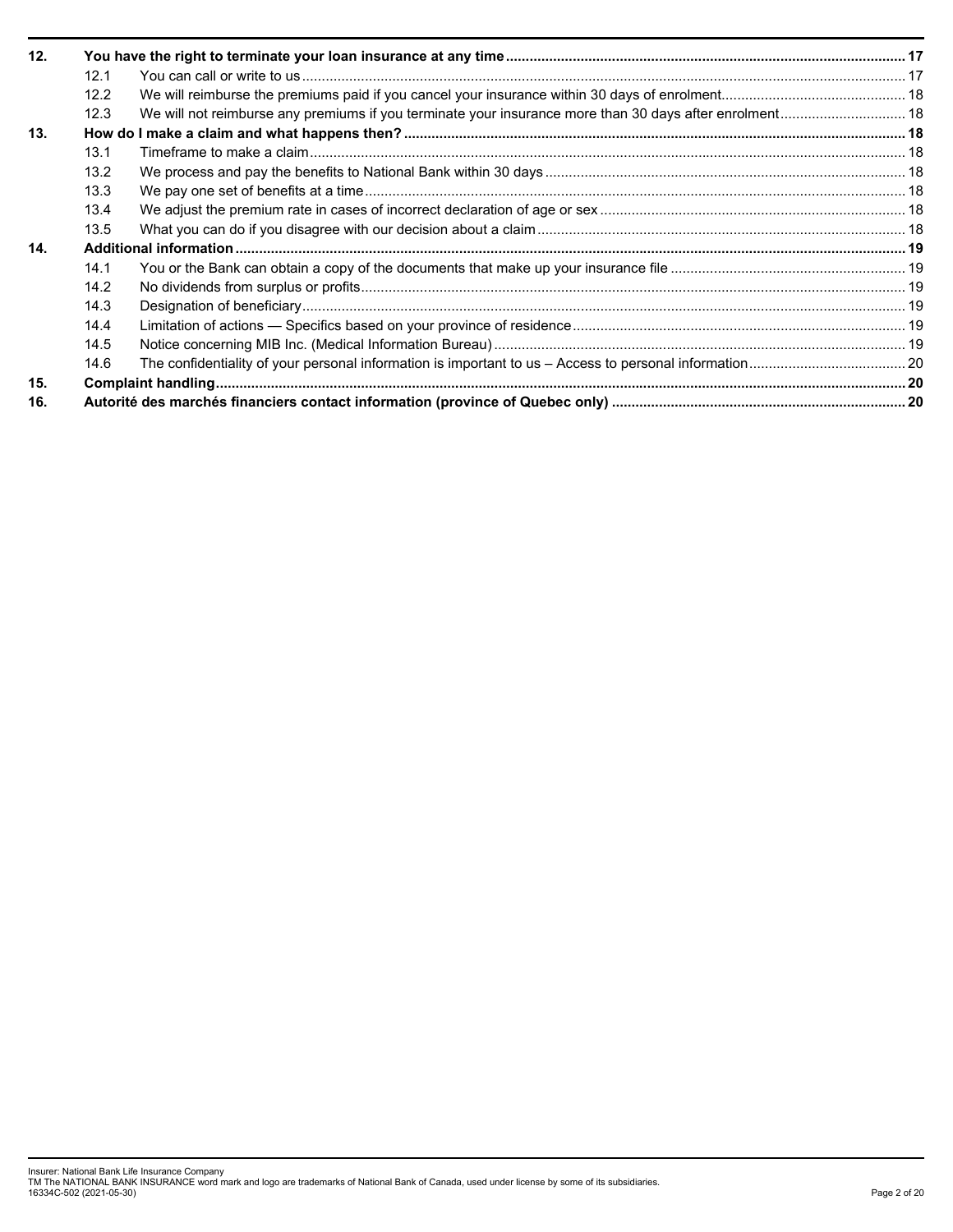| | | | |
|---|---|---|---|
| **12.** | **You have the right to terminate your loan insurance at any time** | | **17** |
| | 12.1 | You can call or write to us | 17 |
| | 12.2 | We will reimburse the premiums paid if you cancel your insurance within 30 days of enrolment | 18 |
| | 12.3 | We will not reimburse any premiums if you terminate your insurance more than 30 days after enrolment | 18 |
| **13.** | **How do I make a claim and what happens then?** | | **18** |
| | 13.1 | Timeframe to make a claim | 18 |
| | 13.2 | We process and pay the benefits to National Bank within 30 days | 18 |
| | 13.3 | We pay one set of benefits at a time | 18 |
| | 13.4 | We adjust the premium rate in cases of incorrect declaration of age or sex | 18 |
| | 13.5 | What you can do if you disagree with our decision about a claim | 18 |
| **14.** | **Additional information** | | **19** |
| | 14.1 | You or the Bank can obtain a copy of the documents that make up your insurance file | 19 |
| | 14.2 | No dividends from surplus or profits | 19 |
| | 14.3 | Designation of beneficiary | 19 |
| | 14.4 | Limitation of actions — Specifics based on your province of residence | 19 |
| | 14.5 | Notice concerning MIB Inc. (Medical Information Bureau) | 19 |
| | 14.6 | The confidentiality of your personal information is important to us – Access to personal information | 20 |
| **15.** | **Complaint handling** | | **20** |
| **16.** | **Autorité des marchés financiers contact information (province of Quebec only)** | | **20** |

Insurer: National Bank Life Insurance Company
TM The NATIONAL BANK INSURANCE word mark and logo are trademarks of National Bank of Canada, used under license by some of its subsidiaries.
16334C-502 (2021-05-30)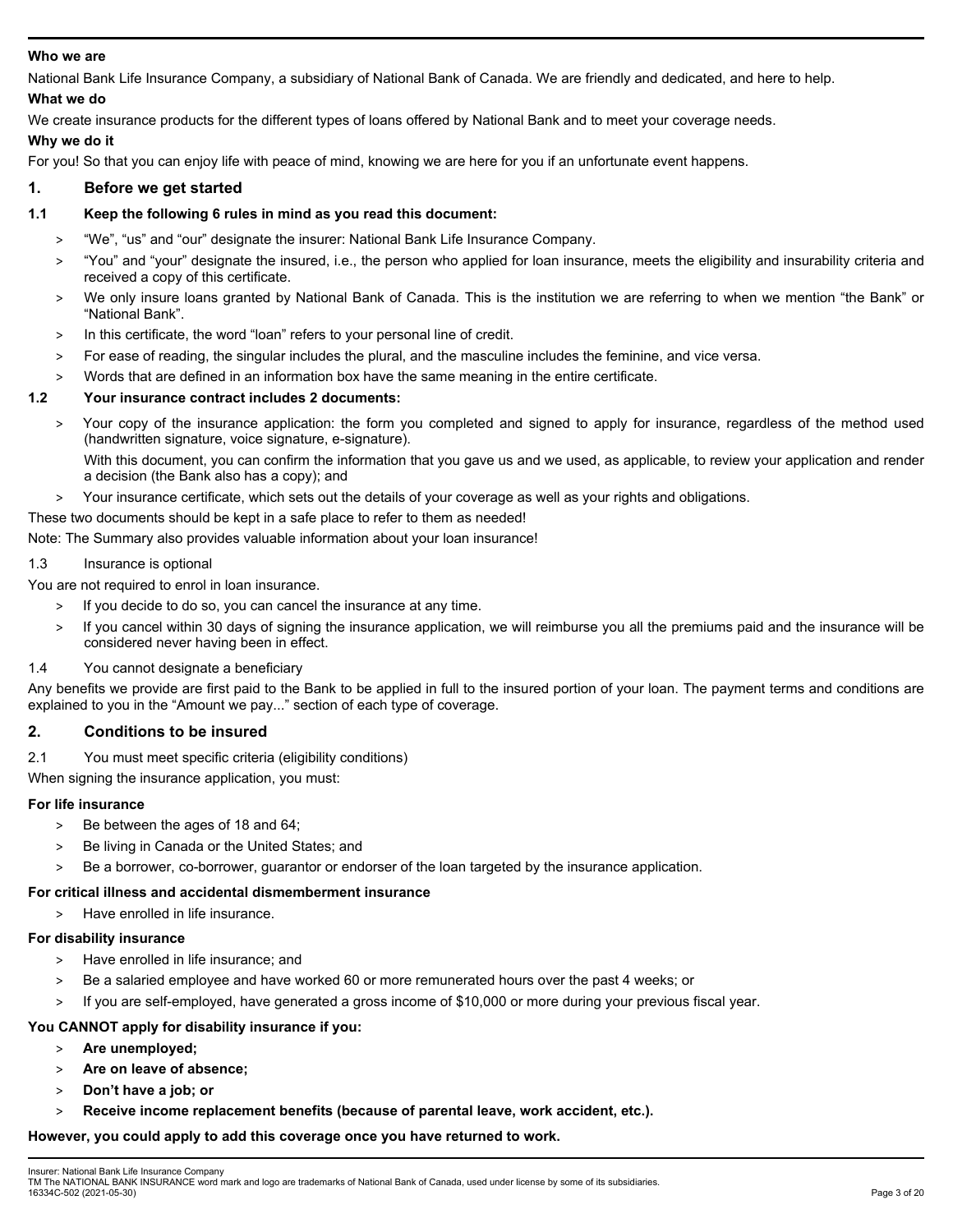**Who we are**

National Bank Life Insurance Company, a subsidiary of National Bank of Canada. We are friendly and dedicated, and here to help.

**What we do**

We create insurance products for the different types of loans offered by National Bank and to meet your coverage needs.

**Why we do it**

For you! So that you can enjoy life with peace of mind, knowing we are here for you if an unfortunate event happens.

## 1. Before we get started

### 1.1 Keep the following 6 rules in mind as you read this document:

> "We", "us" and "our" designate the insurer: National Bank Life Insurance Company.

> "You" and "your" designate the insured, i.e., the person who applied for loan insurance, meets the eligibility and insurability criteria and received a copy of this certificate.

> We only insure loans granted by National Bank of Canada. This is the institution we are referring to when we mention "the Bank" or "National Bank".

> In this certificate, the word "loan" refers to your personal line of credit.

> For ease of reading, the singular includes the plural, and the masculine includes the feminine, and vice versa.

> Words that are defined in an information box have the same meaning in the entire certificate.

### 1.2 Your insurance contract includes 2 documents:

> Your copy of the insurance application: the form you completed and signed to apply for insurance, regardless of the method used (handwritten signature, voice signature, e-signature).

With this document, you can confirm the information that you gave us and we used, as applicable, to review your application and render a decision (the Bank also has a copy); and

> Your insurance certificate, which sets out the details of your coverage as well as your rights and obligations.

These two documents should be kept in a safe place to refer to them as needed!

Note: The Summary also provides valuable information about your loan insurance!

1.3 Insurance is optional

You are not required to enrol in loan insurance.

> If you decide to do so, you can cancel the insurance at any time.

> If you cancel within 30 days of signing the insurance application, we will reimburse you all the premiums paid and the insurance will be considered never having been in effect.

1.4 You cannot designate a beneficiary

Any benefits we provide are first paid to the Bank to be applied in full to the insured portion of your loan. The payment terms and conditions are explained to you in the "Amount we pay..." section of each type of coverage.

## 2. Conditions to be insured

2.1 You must meet specific criteria (eligibility conditions)

When signing the insurance application, you must:

**For life insurance**

> Be between the ages of 18 and 64;

> Be living in Canada or the United States; and

> Be a borrower, co-borrower, guarantor or endorser of the loan targeted by the insurance application.

**For critical illness and accidental dismemberment insurance**

> Have enrolled in life insurance.

**For disability insurance**

> Have enrolled in life insurance; and

> Be a salaried employee and have worked 60 or more remunerated hours over the past 4 weeks; or

> If you are self-employed, have generated a gross income of $10,000 or more during your previous fiscal year.

**You CANNOT apply for disability insurance if you:**

> **Are unemployed;**

> **Are on leave of absence;**

> **Don't have a job; or**

> **Receive income replacement benefits (because of parental leave, work accident, etc.).**

**However, you could apply to add this coverage once you have returned to work.**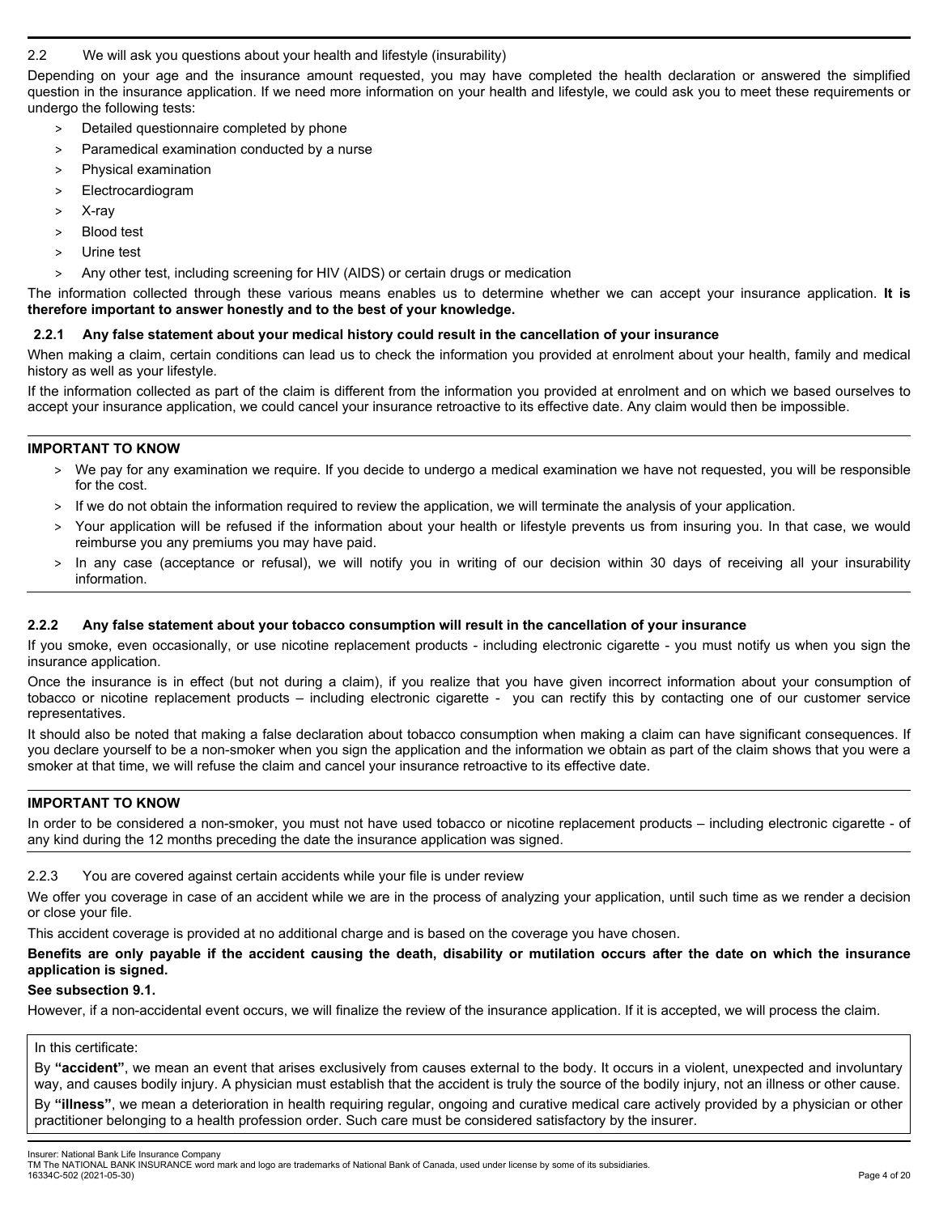## 2.2 We will ask you questions about your health and lifestyle (insurability)

Depending on your age and the insurance amount requested, you may have completed the health declaration or answered the simplified question in the insurance application. If we need more information on your health and lifestyle, we could ask you to meet these requirements or undergo the following tests:

> Detailed questionnaire completed by phone

> Paramedical examination conducted by a nurse

> Physical examination

> Electrocardiogram

> X-ray

> Blood test

> Urine test

> Any other test, including screening for HIV (AIDS) or certain drugs or medication

The information collected through these various means enables us to determine whether we can accept your insurance application. **It is therefore important to answer honestly and to the best of your knowledge.**

### 2.2.1 Any false statement about your medical history could result in the cancellation of your insurance

When making a claim, certain conditions can lead us to check the information you provided at enrolment about your health, family and medical history as well as your lifestyle.

If the information collected as part of the claim is different from the information you provided at enrolment and on which we based ourselves to accept your insurance application, we could cancel your insurance retroactive to its effective date. Any claim would then be impossible.

---

**IMPORTANT TO KNOW**

> We pay for any examination we require. If you decide to undergo a medical examination we have not requested, you will be responsible for the cost.

> If we do not obtain the information required to review the application, we will terminate the analysis of your application.

> Your application will be refused if the information about your health or lifestyle prevents us from insuring you. In that case, we would reimburse you any premiums you may have paid.

> In any case (acceptance or refusal), we will notify you in writing of our decision within 30 days of receiving all your insurability information.

---

### 2.2.2 Any false statement about your tobacco consumption will result in the cancellation of your insurance

If you smoke, even occasionally, or use nicotine replacement products - including electronic cigarette - you must notify us when you sign the insurance application.

Once the insurance is in effect (but not during a claim), if you realize that you have given incorrect information about your consumption of tobacco or nicotine replacement products – including electronic cigarette - you can rectify this by contacting one of our customer service representatives.

It should also be noted that making a false declaration about tobacco consumption when making a claim can have significant consequences. If you declare yourself to be a non-smoker when you sign the application and the information we obtain as part of the claim shows that you were a smoker at that time, we will refuse the claim and cancel your insurance retroactive to its effective date.

---

**IMPORTANT TO KNOW**

In order to be considered a non-smoker, you must not have used tobacco or nicotine replacement products – including electronic cigarette - of any kind during the 12 months preceding the date the insurance application was signed.

---

### 2.2.3 You are covered against certain accidents while your file is under review

We offer you coverage in case of an accident while we are in the process of analyzing your application, until such time as we render a decision or close your file.

This accident coverage is provided at no additional charge and is based on the coverage you have chosen.

**Benefits are only payable if the accident causing the death, disability or mutilation occurs after the date on which the insurance application is signed.**

**See subsection 9.1.**

However, if a non-accidental event occurs, we will finalize the review of the insurance application. If it is accepted, we will process the claim.

In this certificate:

By **"accident"**, we mean an event that arises exclusively from causes external to the body. It occurs in a violent, unexpected and involuntary way, and causes bodily injury. A physician must establish that the accident is truly the source of the bodily injury, not an illness or other cause.

By **"illness"**, we mean a deterioration in health requiring regular, ongoing and curative medical care actively provided by a physician or other practitioner belonging to a health profession order. Such care must be considered satisfactory by the insurer.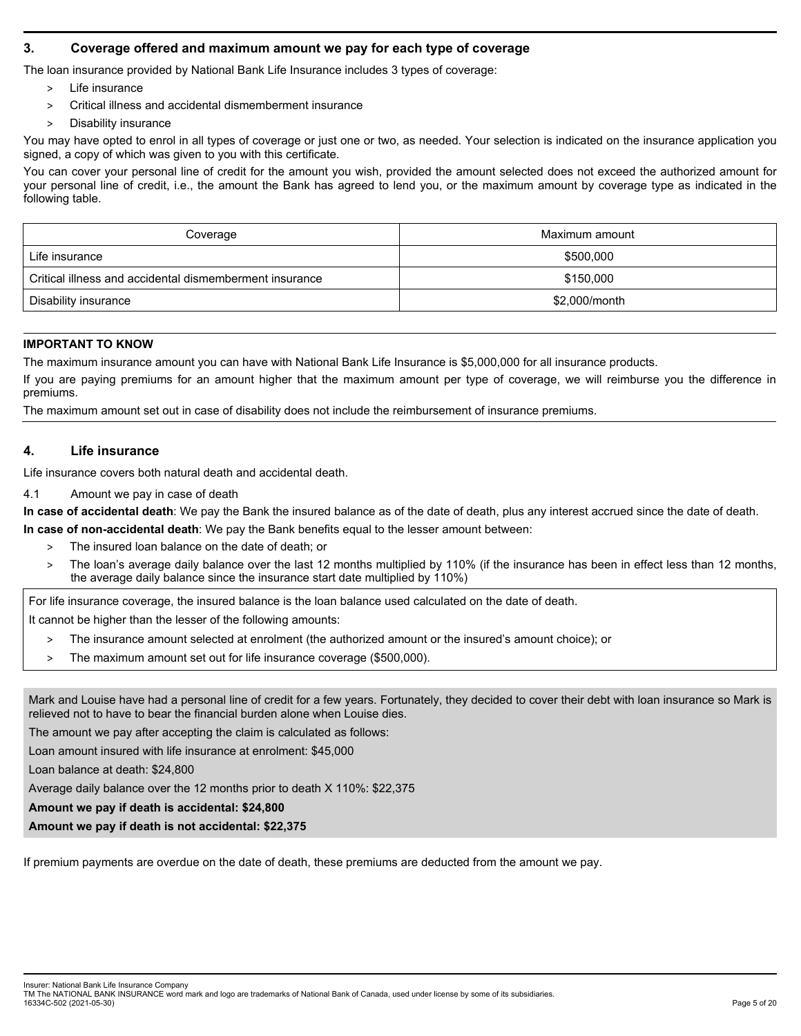## 3. Coverage offered and maximum amount we pay for each type of coverage

The loan insurance provided by National Bank Life Insurance includes 3 types of coverage:

> Life insurance
> Critical illness and accidental dismemberment insurance
> Disability insurance

You may have opted to enrol in all types of coverage or just one or two, as needed. Your selection is indicated on the insurance application you signed, a copy of which was given to you with this certificate.

You can cover your personal line of credit for the amount you wish, provided the amount selected does not exceed the authorized amount for your personal line of credit, i.e., the amount the Bank has agreed to lend you, or the maximum amount by coverage type as indicated in the following table.

| Coverage | Maximum amount |
|---|---|
| Life insurance | $500,000 |
| Critical illness and accidental dismemberment insurance | $150,000 |
| Disability insurance | $2,000/month |

**IMPORTANT TO KNOW**

The maximum insurance amount you can have with National Bank Life Insurance is $5,000,000 for all insurance products.

If you are paying premiums for an amount higher that the maximum amount per type of coverage, we will reimburse you the difference in premiums.

The maximum amount set out in case of disability does not include the reimbursement of insurance premiums.

## 4. Life insurance

Life insurance covers both natural death and accidental death.

4.1 Amount we pay in case of death

**In case of accidental death**: We pay the Bank the insured balance as of the date of death, plus any interest accrued since the date of death.

**In case of non-accidental death**: We pay the Bank benefits equal to the lesser amount between:

> The insured loan balance on the date of death; or
> The loan's average daily balance over the last 12 months multiplied by 110% (if the insurance has been in effect less than 12 months, the average daily balance since the insurance start date multiplied by 110%)

For life insurance coverage, the insured balance is the loan balance used calculated on the date of death.

It cannot be higher than the lesser of the following amounts:

> The insurance amount selected at enrolment (the authorized amount or the insured's amount choice); or
> The maximum amount set out for life insurance coverage ($500,000).

Mark and Louise have had a personal line of credit for a few years. Fortunately, they decided to cover their debt with loan insurance so Mark is relieved not to have to bear the financial burden alone when Louise dies.

The amount we pay after accepting the claim is calculated as follows:

Loan amount insured with life insurance at enrolment: $45,000

Loan balance at death: $24,800

Average daily balance over the 12 months prior to death X 110%: $22,375

**Amount we pay if death is accidental: $24,800**

**Amount we pay if death is not accidental: $22,375**

If premium payments are overdue on the date of death, these premiums are deducted from the amount we pay.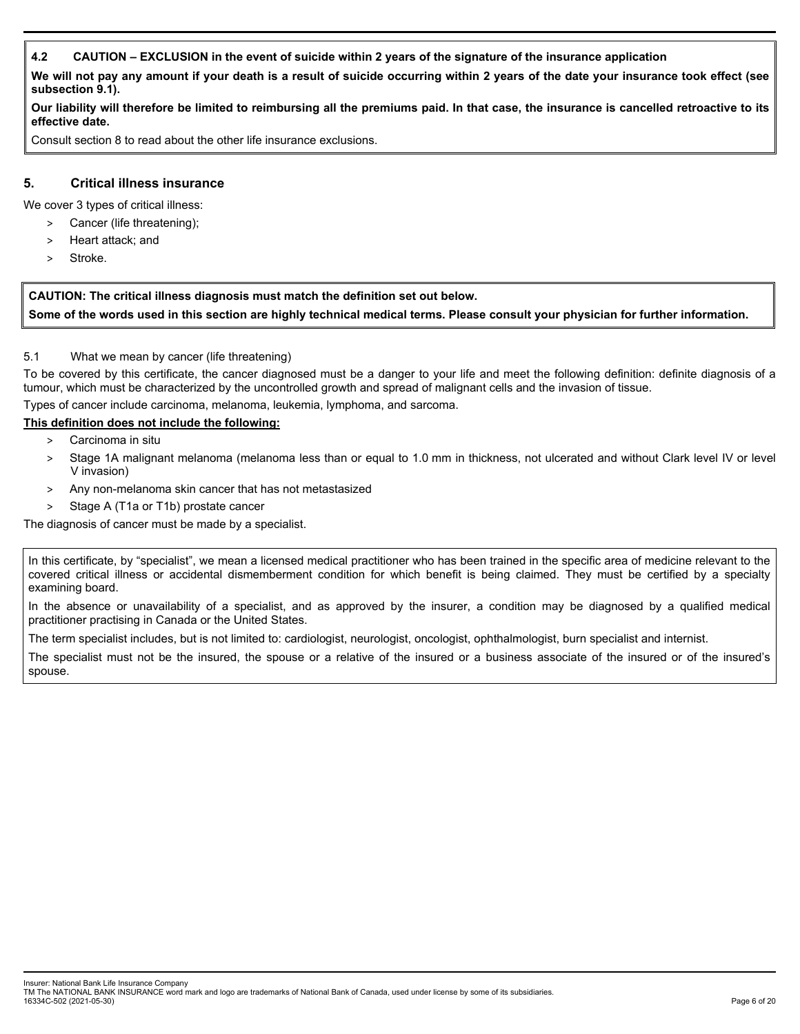### 4.2 CAUTION – EXCLUSION in the event of suicide within 2 years of the signature of the insurance application

**We will not pay any amount if your death is a result of suicide occurring within 2 years of the date your insurance took effect (see subsection 9.1).**

**Our liability will therefore be limited to reimbursing all the premiums paid. In that case, the insurance is cancelled retroactive to its effective date.**

Consult section 8 to read about the other life insurance exclusions.

## 5. Critical illness insurance

We cover 3 types of critical illness:

> Cancer (life threatening);
> Heart attack; and
> Stroke.

**CAUTION: The critical illness diagnosis must match the definition set out below.**

**Some of the words used in this section are highly technical medical terms. Please consult your physician for further information.**

### 5.1 What we mean by cancer (life threatening)

To be covered by this certificate, the cancer diagnosed must be a danger to your life and meet the following definition: definite diagnosis of a tumour, which must be characterized by the uncontrolled growth and spread of malignant cells and the invasion of tissue.

Types of cancer include carcinoma, melanoma, leukemia, lymphoma, and sarcoma.

**<u>This definition does not include the following:</u>**

> Carcinoma in situ
> Stage 1A malignant melanoma (melanoma less than or equal to 1.0 mm in thickness, not ulcerated and without Clark level IV or level V invasion)
> Any non-melanoma skin cancer that has not metastasized
> Stage A (T1a or T1b) prostate cancer

The diagnosis of cancer must be made by a specialist.

In this certificate, by "specialist", we mean a licensed medical practitioner who has been trained in the specific area of medicine relevant to the covered critical illness or accidental dismemberment condition for which benefit is being claimed. They must be certified by a specialty examining board.

In the absence or unavailability of a specialist, and as approved by the insurer, a condition may be diagnosed by a qualified medical practitioner practising in Canada or the United States.

The term specialist includes, but is not limited to: cardiologist, neurologist, oncologist, ophthalmologist, burn specialist and internist.

The specialist must not be the insured, the spouse or a relative of the insured or a business associate of the insured or of the insured's spouse.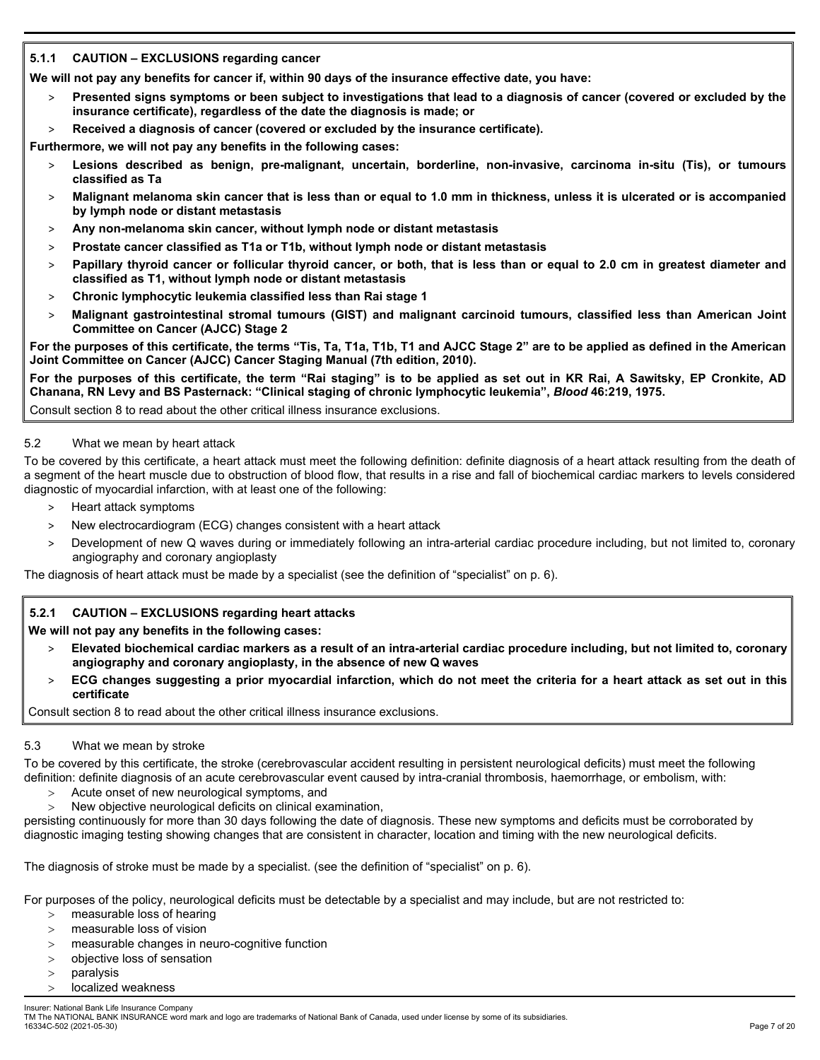### 5.1.1 CAUTION – EXCLUSIONS regarding cancer

**We will not pay any benefits for cancer if, within 90 days of the insurance effective date, you have:**

- **Presented signs symptoms or been subject to investigations that lead to a diagnosis of cancer (covered or excluded by the insurance certificate), regardless of the date the diagnosis is made; or**
- **Received a diagnosis of cancer (covered or excluded by the insurance certificate).**

**Furthermore, we will not pay any benefits in the following cases:**

- **Lesions described as benign, pre-malignant, uncertain, borderline, non-invasive, carcinoma in-situ (Tis), or tumours classified as Ta**
- **Malignant melanoma skin cancer that is less than or equal to 1.0 mm in thickness, unless it is ulcerated or is accompanied by lymph node or distant metastasis**
- **Any non-melanoma skin cancer, without lymph node or distant metastasis**
- **Prostate cancer classified as T1a or T1b, without lymph node or distant metastasis**
- **Papillary thyroid cancer or follicular thyroid cancer, or both, that is less than or equal to 2.0 cm in greatest diameter and classified as T1, without lymph node or distant metastasis**
- **Chronic lymphocytic leukemia classified less than Rai stage 1**
- **Malignant gastrointestinal stromal tumours (GIST) and malignant carcinoid tumours, classified less than American Joint Committee on Cancer (AJCC) Stage 2**

**For the purposes of this certificate, the terms "Tis, Ta, T1a, T1b, T1 and AJCC Stage 2" are to be applied as defined in the American Joint Committee on Cancer (AJCC) Cancer Staging Manual (7th edition, 2010).**

**For the purposes of this certificate, the term "Rai staging" is to be applied as set out in KR Rai, A Sawitsky, EP Cronkite, AD Chanana, RN Levy and BS Pasternack: "Clinical staging of chronic lymphocytic leukemia", *Blood* 46:219, 1975.**

Consult section 8 to read about the other critical illness insurance exclusions.

## 5.2 What we mean by heart attack

To be covered by this certificate, a heart attack must meet the following definition: definite diagnosis of a heart attack resulting from the death of a segment of the heart muscle due to obstruction of blood flow, that results in a rise and fall of biochemical cardiac markers to levels considered diagnostic of myocardial infarction, with at least one of the following:

- Heart attack symptoms
- New electrocardiogram (ECG) changes consistent with a heart attack
- Development of new Q waves during or immediately following an intra-arterial cardiac procedure including, but not limited to, coronary angiography and coronary angioplasty

The diagnosis of heart attack must be made by a specialist (see the definition of "specialist" on p. 6).

### 5.2.1 CAUTION – EXCLUSIONS regarding heart attacks

**We will not pay any benefits in the following cases:**

- **Elevated biochemical cardiac markers as a result of an intra-arterial cardiac procedure including, but not limited to, coronary angiography and coronary angioplasty, in the absence of new Q waves**
- **ECG changes suggesting a prior myocardial infarction, which do not meet the criteria for a heart attack as set out in this certificate**

Consult section 8 to read about the other critical illness insurance exclusions.

## 5.3 What we mean by stroke

To be covered by this certificate, the stroke (cerebrovascular accident resulting in persistent neurological deficits) must meet the following definition: definite diagnosis of an acute cerebrovascular event caused by intra-cranial thrombosis, haemorrhage, or embolism, with:

- Acute onset of new neurological symptoms, and
- New objective neurological deficits on clinical examination,

persisting continuously for more than 30 days following the date of diagnosis. These new symptoms and deficits must be corroborated by diagnostic imaging testing showing changes that are consistent in character, location and timing with the new neurological deficits.

The diagnosis of stroke must be made by a specialist. (see the definition of "specialist" on p. 6).

For purposes of the policy, neurological deficits must be detectable by a specialist and may include, but are not restricted to:

- measurable loss of hearing
- measurable loss of vision
- measurable changes in neuro-cognitive function
- objective loss of sensation
- paralysis
- localized weakness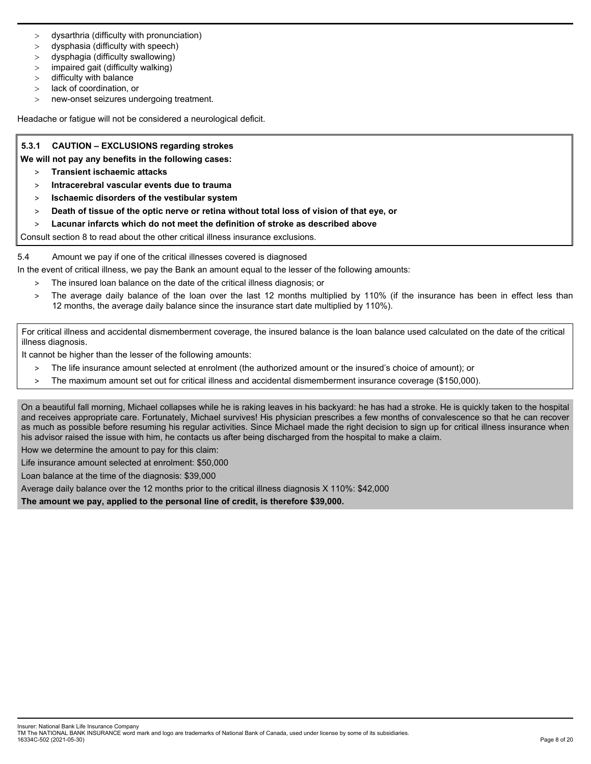- dysarthria (difficulty with pronunciation)
- dysphasia (difficulty with speech)
- dysphagia (difficulty swallowing)
- impaired gait (difficulty walking)
- difficulty with balance
- lack of coordination, or
- new-onset seizures undergoing treatment.

Headache or fatigue will not be considered a neurological deficit.

**5.3.1 CAUTION – EXCLUSIONS regarding strokes**

**We will not pay any benefits in the following cases:**

- **Transient ischaemic attacks**
- **Intracerebral vascular events due to trauma**
- **Ischaemic disorders of the vestibular system**
- **Death of tissue of the optic nerve or retina without total loss of vision of that eye, or**
- **Lacunar infarcts which do not meet the definition of stroke as described above**

Consult section 8 to read about the other critical illness insurance exclusions.

5.4 Amount we pay if one of the critical illnesses covered is diagnosed

In the event of critical illness, we pay the Bank an amount equal to the lesser of the following amounts:

- The insured loan balance on the date of the critical illness diagnosis; or
- The average daily balance of the loan over the last 12 months multiplied by 110% (if the insurance has been in effect less than 12 months, the average daily balance since the insurance start date multiplied by 110%).

For critical illness and accidental dismemberment coverage, the insured balance is the loan balance used calculated on the date of the critical illness diagnosis.

It cannot be higher than the lesser of the following amounts:

- The life insurance amount selected at enrolment (the authorized amount or the insured's choice of amount); or
- The maximum amount set out for critical illness and accidental dismemberment insurance coverage ($150,000).

On a beautiful fall morning, Michael collapses while he is raking leaves in his backyard: he has had a stroke. He is quickly taken to the hospital and receives appropriate care. Fortunately, Michael survives! His physician prescribes a few months of convalescence so that he can recover as much as possible before resuming his regular activities. Since Michael made the right decision to sign up for critical illness insurance when his advisor raised the issue with him, he contacts us after being discharged from the hospital to make a claim.

How we determine the amount to pay for this claim:

Life insurance amount selected at enrolment: $50,000

Loan balance at the time of the diagnosis: $39,000

Average daily balance over the 12 months prior to the critical illness diagnosis X 110%: $42,000

**The amount we pay, applied to the personal line of credit, is therefore $39,000.**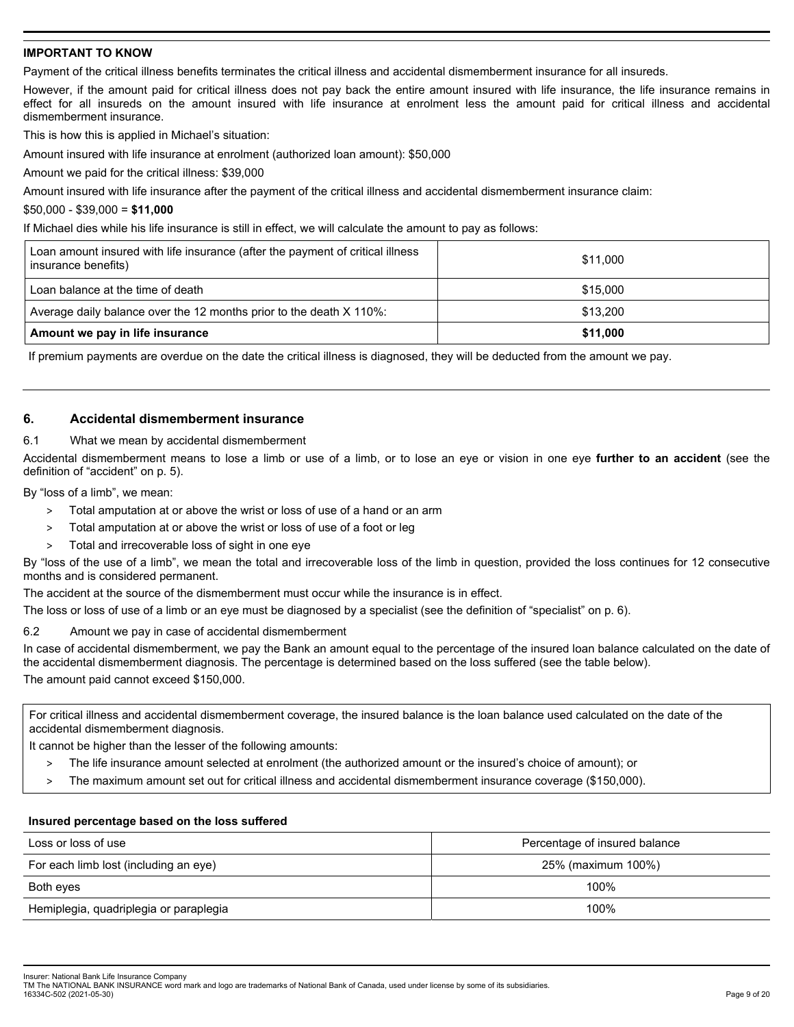**IMPORTANT TO KNOW**

Payment of the critical illness benefits terminates the critical illness and accidental dismemberment insurance for all insureds.

However, if the amount paid for critical illness does not pay back the entire amount insured with life insurance, the life insurance remains in effect for all insureds on the amount insured with life insurance at enrolment less the amount paid for critical illness and accidental dismemberment insurance.

This is how this is applied in Michael's situation:

Amount insured with life insurance at enrolment (authorized loan amount): $50,000

Amount we paid for the critical illness: $39,000

Amount insured with life insurance after the payment of the critical illness and accidental dismemberment insurance claim:

$50,000 - $39,000 = **$11,000**

If Michael dies while his life insurance is still in effect, we will calculate the amount to pay as follows:

| | |
|---|---|
| Loan amount insured with life insurance (after the payment of critical illness insurance benefits) | $11,000 |
| Loan balance at the time of death | $15,000 |
| Average daily balance over the 12 months prior to the death X 110%: | $13,200 |
| **Amount we pay in life insurance** | **$11,000** |

If premium payments are overdue on the date the critical illness is diagnosed, they will be deducted from the amount we pay.

## 6. Accidental dismemberment insurance

### 6.1 What we mean by accidental dismemberment

Accidental dismemberment means to lose a limb or use of a limb, or to lose an eye or vision in one eye **further to an accident** (see the definition of "accident" on p. 5).

By "loss of a limb", we mean:

- Total amputation at or above the wrist or loss of use of a hand or an arm
- Total amputation at or above the wrist or loss of use of a foot or leg
- Total and irrecoverable loss of sight in one eye

By "loss of the use of a limb", we mean the total and irrecoverable loss of the limb in question, provided the loss continues for 12 consecutive months and is considered permanent.

The accident at the source of the dismemberment must occur while the insurance is in effect.

The loss or loss of use of a limb or an eye must be diagnosed by a specialist (see the definition of "specialist" on p. 6).

### 6.2 Amount we pay in case of accidental dismemberment

In case of accidental dismemberment, we pay the Bank an amount equal to the percentage of the insured loan balance calculated on the date of the accidental dismemberment diagnosis. The percentage is determined based on the loss suffered (see the table below).

The amount paid cannot exceed $150,000.

For critical illness and accidental dismemberment coverage, the insured balance is the loan balance used calculated on the date of the accidental dismemberment diagnosis.

It cannot be higher than the lesser of the following amounts:

- The life insurance amount selected at enrolment (the authorized amount or the insured's choice of amount); or
- The maximum amount set out for critical illness and accidental dismemberment insurance coverage ($150,000).

**Insured percentage based on the loss suffered**

| Loss or loss of use | Percentage of insured balance |
|---|---|
| For each limb lost (including an eye) | 25% (maximum 100%) |
| Both eyes | 100% |
| Hemiplegia, quadriplegia or paraplegia | 100% |

Insurer: National Bank Life Insurance Company

TM The NATIONAL BANK INSURANCE word mark and logo are trademarks of National Bank of Canada, used under license by some of its subsidiaries.

16334C-502 (2021-05-30)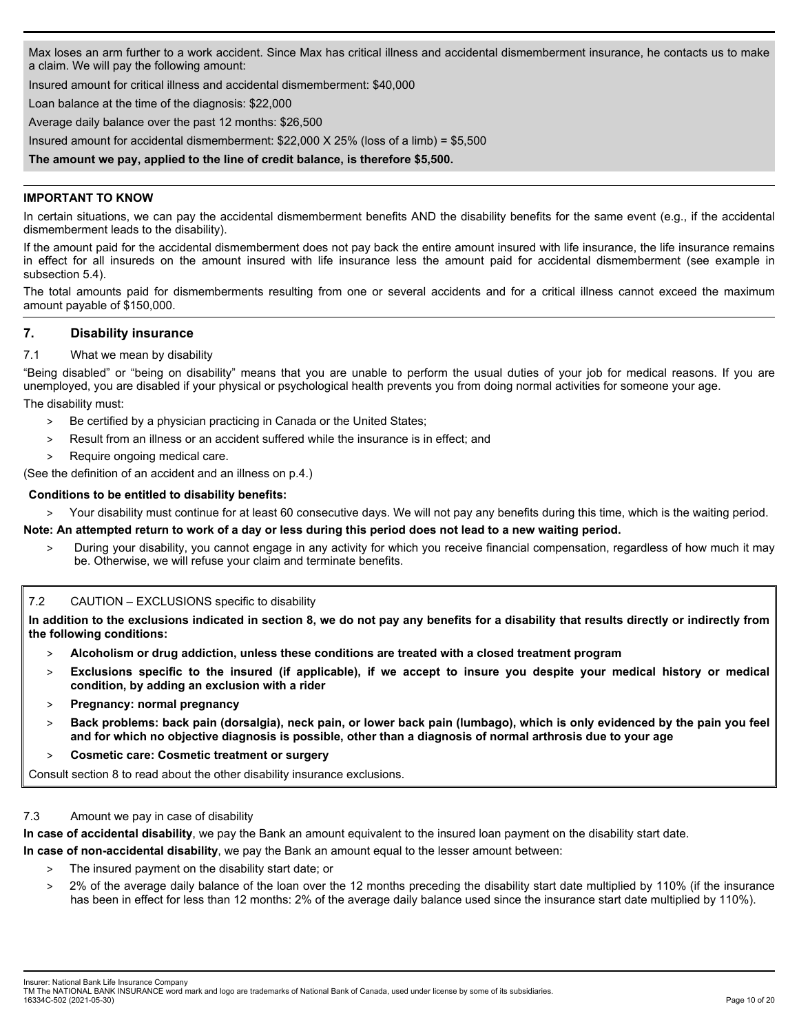Max loses an arm further to a work accident. Since Max has critical illness and accidental dismemberment insurance, he contacts us to make a claim. We will pay the following amount:

Insured amount for critical illness and accidental dismemberment: $40,000

Loan balance at the time of the diagnosis: $22,000

Average daily balance over the past 12 months: $26,500

Insured amount for accidental dismemberment: $22,000 X 25% (loss of a limb) = $5,500

**The amount we pay, applied to the line of credit balance, is therefore $5,500.**

**IMPORTANT TO KNOW**

In certain situations, we can pay the accidental dismemberment benefits AND the disability benefits for the same event (e.g., if the accidental dismemberment leads to the disability).

If the amount paid for the accidental dismemberment does not pay back the entire amount insured with life insurance, the life insurance remains in effect for all insureds on the amount insured with life insurance less the amount paid for accidental dismemberment (see example in subsection 5.4).

The total amounts paid for dismemberments resulting from one or several accidents and for a critical illness cannot exceed the maximum amount payable of $150,000.

## 7. Disability insurance

### 7.1 What we mean by disability

"Being disabled" or "being on disability" means that you are unable to perform the usual duties of your job for medical reasons. If you are unemployed, you are disabled if your physical or psychological health prevents you from doing normal activities for someone your age.

The disability must:

- Be certified by a physician practicing in Canada or the United States;
- Result from an illness or an accident suffered while the insurance is in effect; and
- Require ongoing medical care.

(See the definition of an accident and an illness on p.4.)

**Conditions to be entitled to disability benefits:**

- Your disability must continue for at least 60 consecutive days. We will not pay any benefits during this time, which is the waiting period.

**Note: An attempted return to work of a day or less during this period does not lead to a new waiting period.**

- During your disability, you cannot engage in any activity for which you receive financial compensation, regardless of how much it may be. Otherwise, we will refuse your claim and terminate benefits.

### 7.2 CAUTION – EXCLUSIONS specific to disability

**In addition to the exclusions indicated in section 8, we do not pay any benefits for a disability that results directly or indirectly from the following conditions:**

- **Alcoholism or drug addiction, unless these conditions are treated with a closed treatment program**
- **Exclusions specific to the insured (if applicable), if we accept to insure you despite your medical history or medical condition, by adding an exclusion with a rider**
- **Pregnancy: normal pregnancy**
- **Back problems: back pain (dorsalgia), neck pain, or lower back pain (lumbago), which is only evidenced by the pain you feel and for which no objective diagnosis is possible, other than a diagnosis of normal arthrosis due to your age**
- **Cosmetic care: Cosmetic treatment or surgery**

Consult section 8 to read about the other disability insurance exclusions.

### 7.3 Amount we pay in case of disability

**In case of accidental disability**, we pay the Bank an amount equivalent to the insured loan payment on the disability start date.

**In case of non-accidental disability**, we pay the Bank an amount equal to the lesser amount between:

- The insured payment on the disability start date; or
- 2% of the average daily balance of the loan over the 12 months preceding the disability start date multiplied by 110% (if the insurance has been in effect for less than 12 months: 2% of the average daily balance used since the insurance start date multiplied by 110%).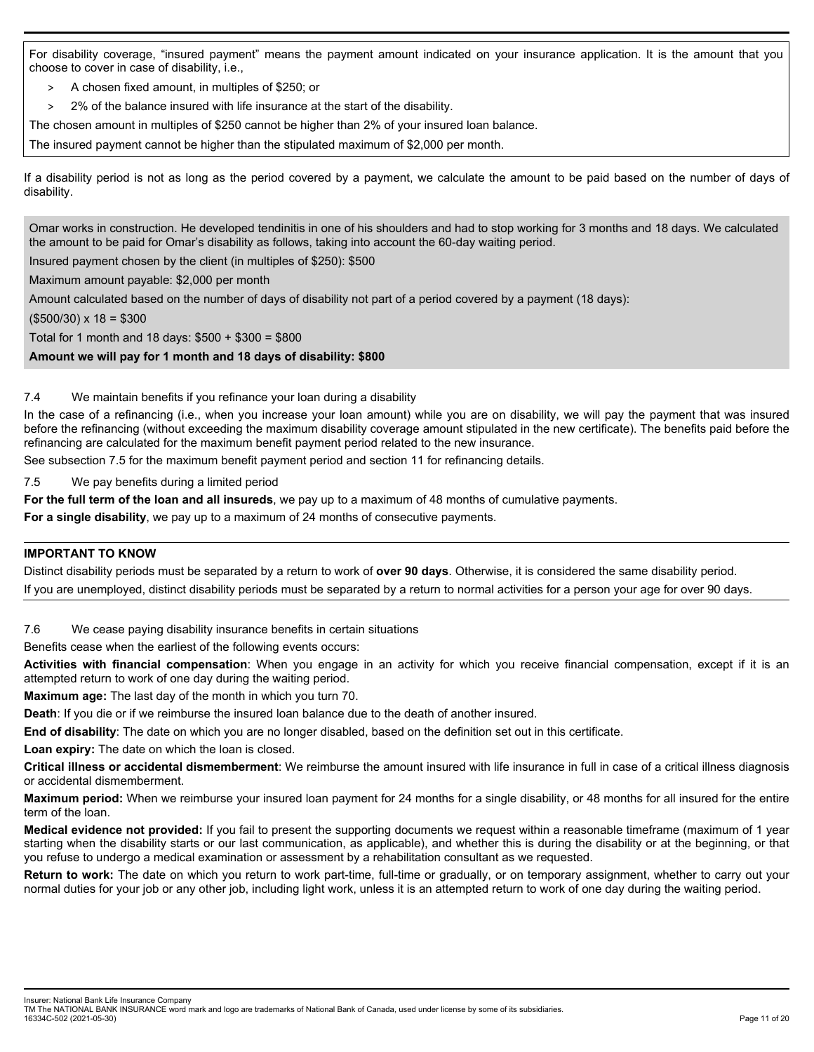For disability coverage, “insured payment” means the payment amount indicated on your insurance application. It is the amount that you choose to cover in case of disability, i.e.,

> A chosen fixed amount, in multiples of $250; or
> 2% of the balance insured with life insurance at the start of the disability.

The chosen amount in multiples of $250 cannot be higher than 2% of your insured loan balance.

The insured payment cannot be higher than the stipulated maximum of $2,000 per month.

If a disability period is not as long as the period covered by a payment, we calculate the amount to be paid based on the number of days of disability.

Omar works in construction. He developed tendinitis in one of his shoulders and had to stop working for 3 months and 18 days. We calculated the amount to be paid for Omar’s disability as follows, taking into account the 60-day waiting period.

Insured payment chosen by the client (in multiples of $250): $500

Maximum amount payable: $2,000 per month

Amount calculated based on the number of days of disability not part of a period covered by a payment (18 days):

($500/30) x 18 = $300

Total for 1 month and 18 days: $500 + $300 = $800

**Amount we will pay for 1 month and 18 days of disability: $800**

### 7.4 We maintain benefits if you refinance your loan during a disability

In the case of a refinancing (i.e., when you increase your loan amount) while you are on disability, we will pay the payment that was insured before the refinancing (without exceeding the maximum disability coverage amount stipulated in the new certificate). The benefits paid before the refinancing are calculated for the maximum benefit payment period related to the new insurance.

See subsection 7.5 for the maximum benefit payment period and section 11 for refinancing details.

### 7.5 We pay benefits during a limited period

**For the full term of the loan and all insureds**, we pay up to a maximum of 48 months of cumulative payments.

**For a single disability**, we pay up to a maximum of 24 months of consecutive payments.

**IMPORTANT TO KNOW**

Distinct disability periods must be separated by a return to work of **over 90 days**. Otherwise, it is considered the same disability period.

If you are unemployed, distinct disability periods must be separated by a return to normal activities for a person your age for over 90 days.

### 7.6 We cease paying disability insurance benefits in certain situations

Benefits cease when the earliest of the following events occurs:

**Activities with financial compensation**: When you engage in an activity for which you receive financial compensation, except if it is an attempted return to work of one day during the waiting period.

**Maximum age:** The last day of the month in which you turn 70.

**Death**: If you die or if we reimburse the insured loan balance due to the death of another insured.

**End of disability**: The date on which you are no longer disabled, based on the definition set out in this certificate.

**Loan expiry:** The date on which the loan is closed.

**Critical illness or accidental dismemberment**: We reimburse the amount insured with life insurance in full in case of a critical illness diagnosis or accidental dismemberment.

**Maximum period:** When we reimburse your insured loan payment for 24 months for a single disability, or 48 months for all insured for the entire term of the loan.

**Medical evidence not provided:** If you fail to present the supporting documents we request within a reasonable timeframe (maximum of 1 year starting when the disability starts or our last communication, as applicable), and whether this is during the disability or at the beginning, or that you refuse to undergo a medical examination or assessment by a rehabilitation consultant as we requested.

**Return to work:** The date on which you return to work part-time, full-time or gradually, or on temporary assignment, whether to carry out your normal duties for your job or any other job, including light work, unless it is an attempted return to work of one day during the waiting period.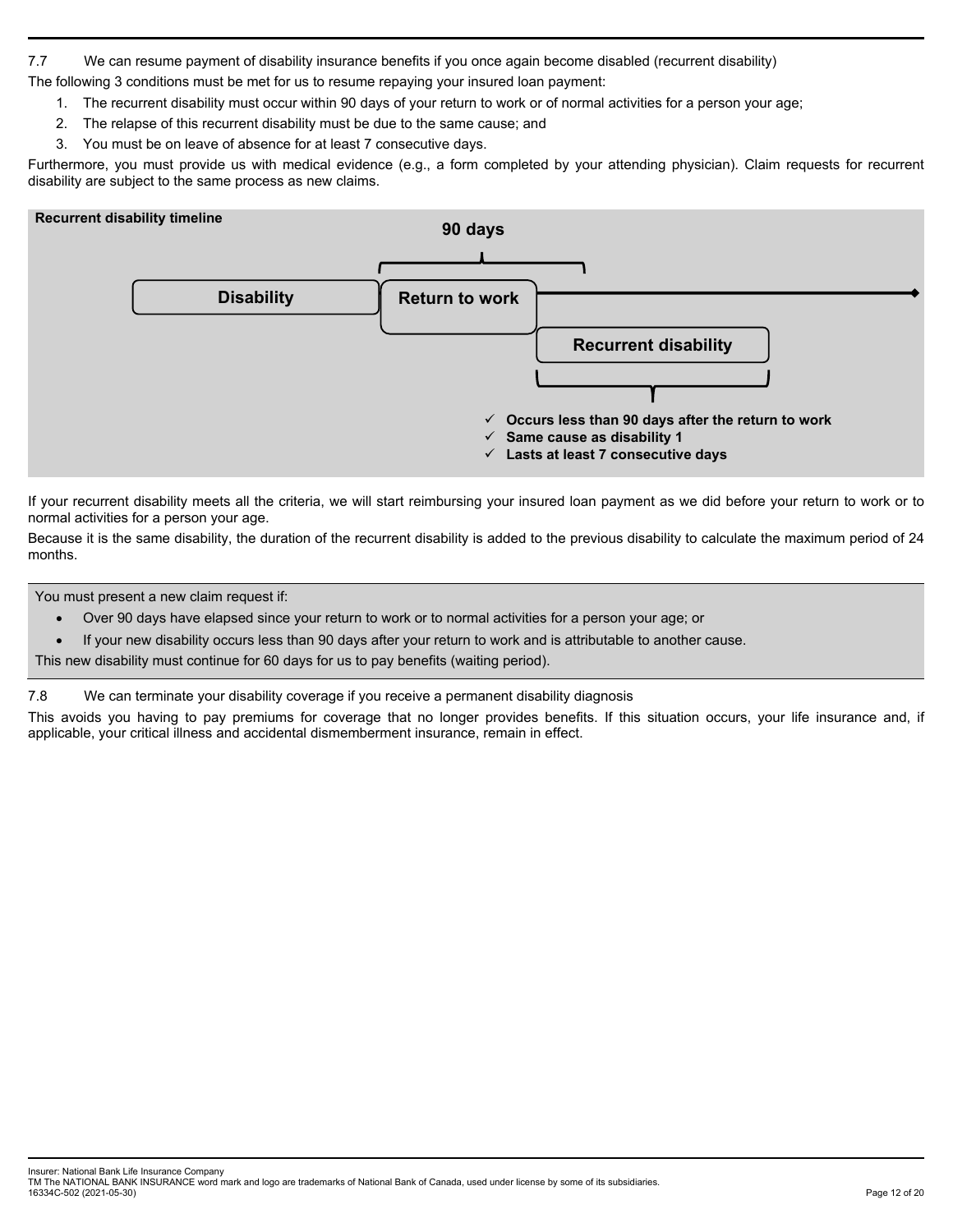### 7.7 We can resume payment of disability insurance benefits if you once again become disabled (recurrent disability)

The following 3 conditions must be met for us to resume repaying your insured loan payment:

1. The recurrent disability must occur within 90 days of your return to work or of normal activities for a person your age;
2. The relapse of this recurrent disability must be due to the same cause; and
3. You must be on leave of absence for at least 7 consecutive days.

Furthermore, you must provide us with medical evidence (e.g., a form completed by your attending physician). Claim requests for recurrent disability are subject to the same process as new claims.

**Recurrent disability timeline**

**90 days**

**Disability** → **Return to work** → **Recurrent disability**

- ✓ **Occurs less than 90 days after the return to work**
- ✓ **Same cause as disability 1**
- ✓ **Lasts at least 7 consecutive days**

If your recurrent disability meets all the criteria, we will start reimbursing your insured loan payment as we did before your return to work or to normal activities for a person your age.

Because it is the same disability, the duration of the recurrent disability is added to the previous disability to calculate the maximum period of 24 months.

You must present a new claim request if:

- Over 90 days have elapsed since your return to work or to normal activities for a person your age; or
- If your new disability occurs less than 90 days after your return to work and is attributable to another cause.

This new disability must continue for 60 days for us to pay benefits (waiting period).

### 7.8 We can terminate your disability coverage if you receive a permanent disability diagnosis

This avoids you having to pay premiums for coverage that no longer provides benefits. If this situation occurs, your life insurance and, if applicable, your critical illness and accidental dismemberment insurance, remain in effect.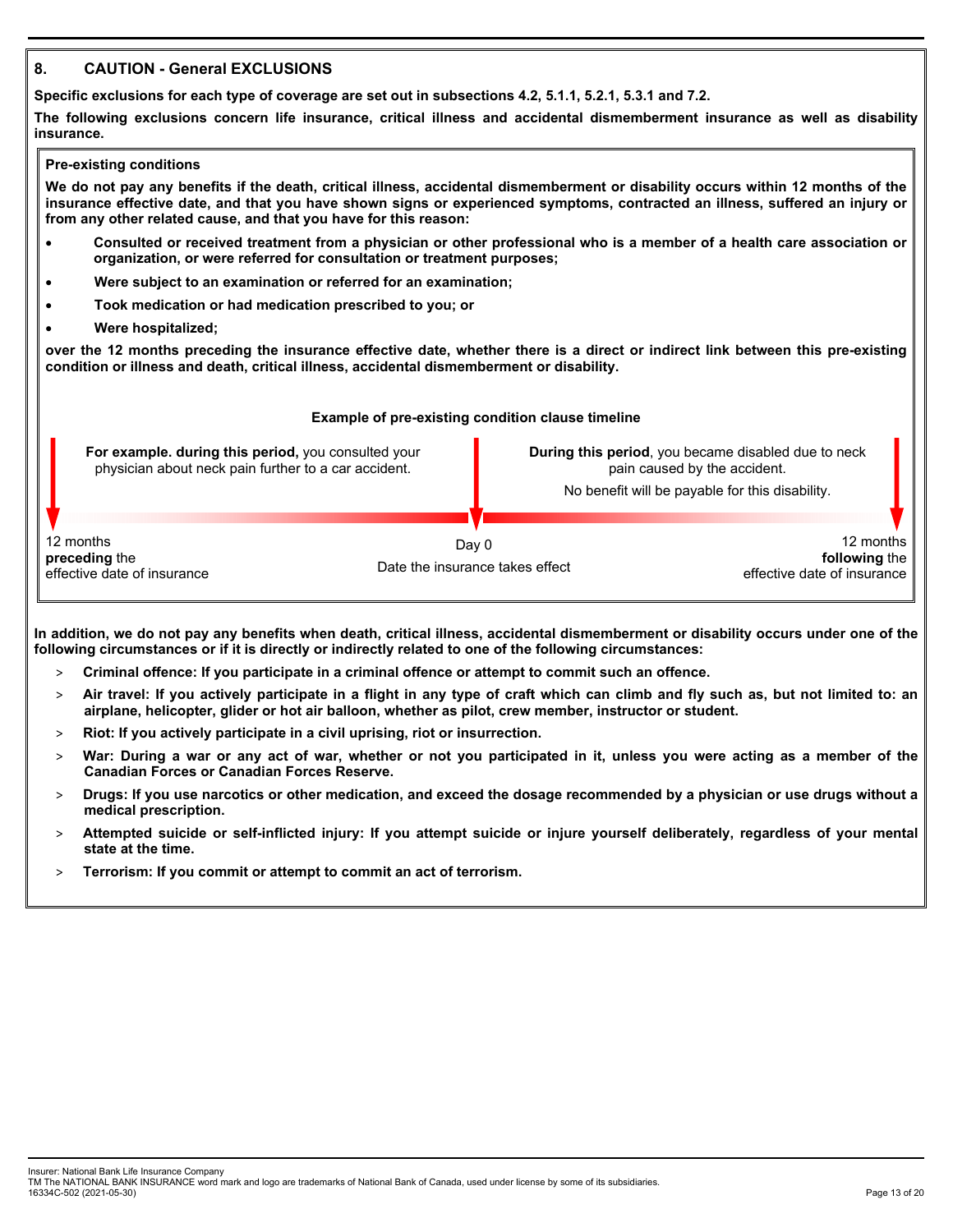## 8. CAUTION - General EXCLUSIONS

**Specific exclusions for each type of coverage are set out in subsections 4.2, 5.1.1, 5.2.1, 5.3.1 and 7.2.**

**The following exclusions concern life insurance, critical illness and accidental dismemberment insurance as well as disability insurance.**

### Pre-existing conditions

**We do not pay any benefits if the death, critical illness, accidental dismemberment or disability occurs within 12 months of the insurance effective date, and that you have shown signs or experienced symptoms, contracted an illness, suffered an injury or from any other related cause, and that you have for this reason:**

- **Consulted or received treatment from a physician or other professional who is a member of a health care association or organization, or were referred for consultation or treatment purposes;**
- **Were subject to an examination or referred for an examination;**
- **Took medication or had medication prescribed to you; or**
- **Were hospitalized;**

**over the 12 months preceding the insurance effective date, whether there is a direct or indirect link between this pre-existing condition or illness and death, critical illness, accidental dismemberment or disability.**

**Example of pre-existing condition clause timeline**

**For example. during this period,** you consulted your physician about neck pain further to a car accident.

**During this period**, you became disabled due to neck pain caused by the accident.

No benefit will be payable for this disability.

| 12 months **preceding** the effective date of insurance | Day 0 Date the insurance takes effect | 12 months **following** the effective date of insurance |
|---|---|---|

**In addition, we do not pay any benefits when death, critical illness, accidental dismemberment or disability occurs under one of the following circumstances or if it is directly or indirectly related to one of the following circumstances:**

> **Criminal offence: If you participate in a criminal offence or attempt to commit such an offence.**

> **Air travel: If you actively participate in a flight in any type of craft which can climb and fly such as, but not limited to: an airplane, helicopter, glider or hot air balloon, whether as pilot, crew member, instructor or student.**

> **Riot: If you actively participate in a civil uprising, riot or insurrection.**

> **War: During a war or any act of war, whether or not you participated in it, unless you were acting as a member of the Canadian Forces or Canadian Forces Reserve.**

> **Drugs: If you use narcotics or other medication, and exceed the dosage recommended by a physician or use drugs without a medical prescription.**

> **Attempted suicide or self-inflicted injury: If you attempt suicide or injure yourself deliberately, regardless of your mental state at the time.**

> **Terrorism: If you commit or attempt to commit an act of terrorism.**

Insurer: National Bank Life Insurance Company
TM The NATIONAL BANK INSURANCE word mark and logo are trademarks of National Bank of Canada, used under license by some of its subsidiaries.
16334C-502 (2021-05-30)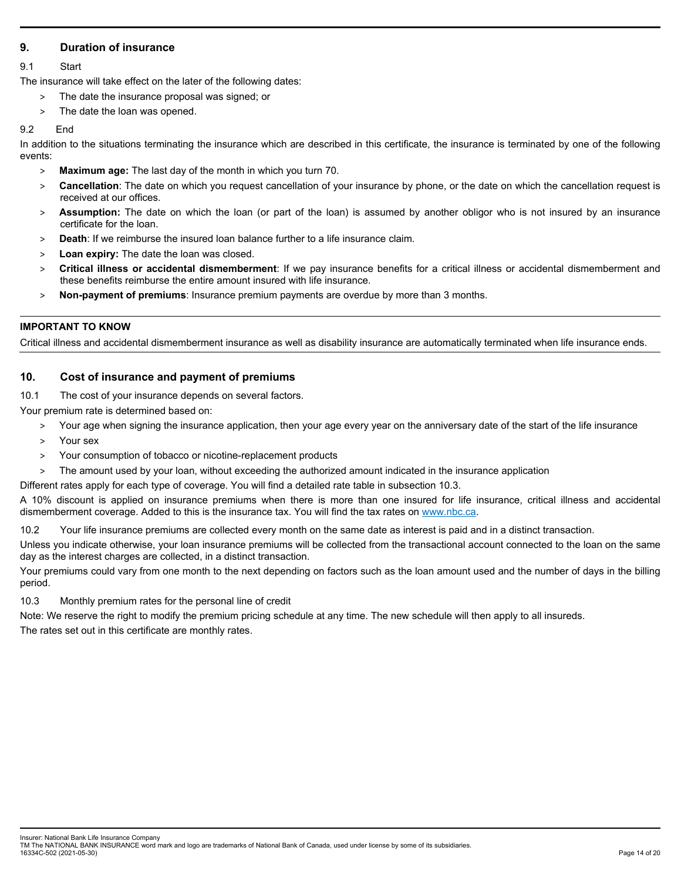## 9. Duration of insurance

9.1 Start

The insurance will take effect on the later of the following dates:

> The date the insurance proposal was signed; or
> The date the loan was opened.

9.2 End

In addition to the situations terminating the insurance which are described in this certificate, the insurance is terminated by one of the following events:

> **Maximum age:** The last day of the month in which you turn 70.
> **Cancellation**: The date on which you request cancellation of your insurance by phone, or the date on which the cancellation request is received at our offices.
> **Assumption:** The date on which the loan (or part of the loan) is assumed by another obligor who is not insured by an insurance certificate for the loan.
> **Death**: If we reimburse the insured loan balance further to a life insurance claim.
> **Loan expiry:** The date the loan was closed.
> **Critical illness or accidental dismemberment**: If we pay insurance benefits for a critical illness or accidental dismemberment and these benefits reimburse the entire amount insured with life insurance.
> **Non-payment of premiums**: Insurance premium payments are overdue by more than 3 months.

---

**IMPORTANT TO KNOW**

Critical illness and accidental dismemberment insurance as well as disability insurance are automatically terminated when life insurance ends.

---

## 10. Cost of insurance and payment of premiums

10.1 The cost of your insurance depends on several factors.

Your premium rate is determined based on:

> Your age when signing the insurance application, then your age every year on the anniversary date of the start of the life insurance
> Your sex
> Your consumption of tobacco or nicotine-replacement products
> The amount used by your loan, without exceeding the authorized amount indicated in the insurance application

Different rates apply for each type of coverage. You will find a detailed rate table in subsection 10.3.

A 10% discount is applied on insurance premiums when there is more than one insured for life insurance, critical illness and accidental dismemberment coverage. Added to this is the insurance tax. You will find the tax rates on www.nbc.ca.

10.2 Your life insurance premiums are collected every month on the same date as interest is paid and in a distinct transaction.

Unless you indicate otherwise, your loan insurance premiums will be collected from the transactional account connected to the loan on the same day as the interest charges are collected, in a distinct transaction.

Your premiums could vary from one month to the next depending on factors such as the loan amount used and the number of days in the billing period.

10.3 Monthly premium rates for the personal line of credit

Note: We reserve the right to modify the premium pricing schedule at any time. The new schedule will then apply to all insureds.

The rates set out in this certificate are monthly rates.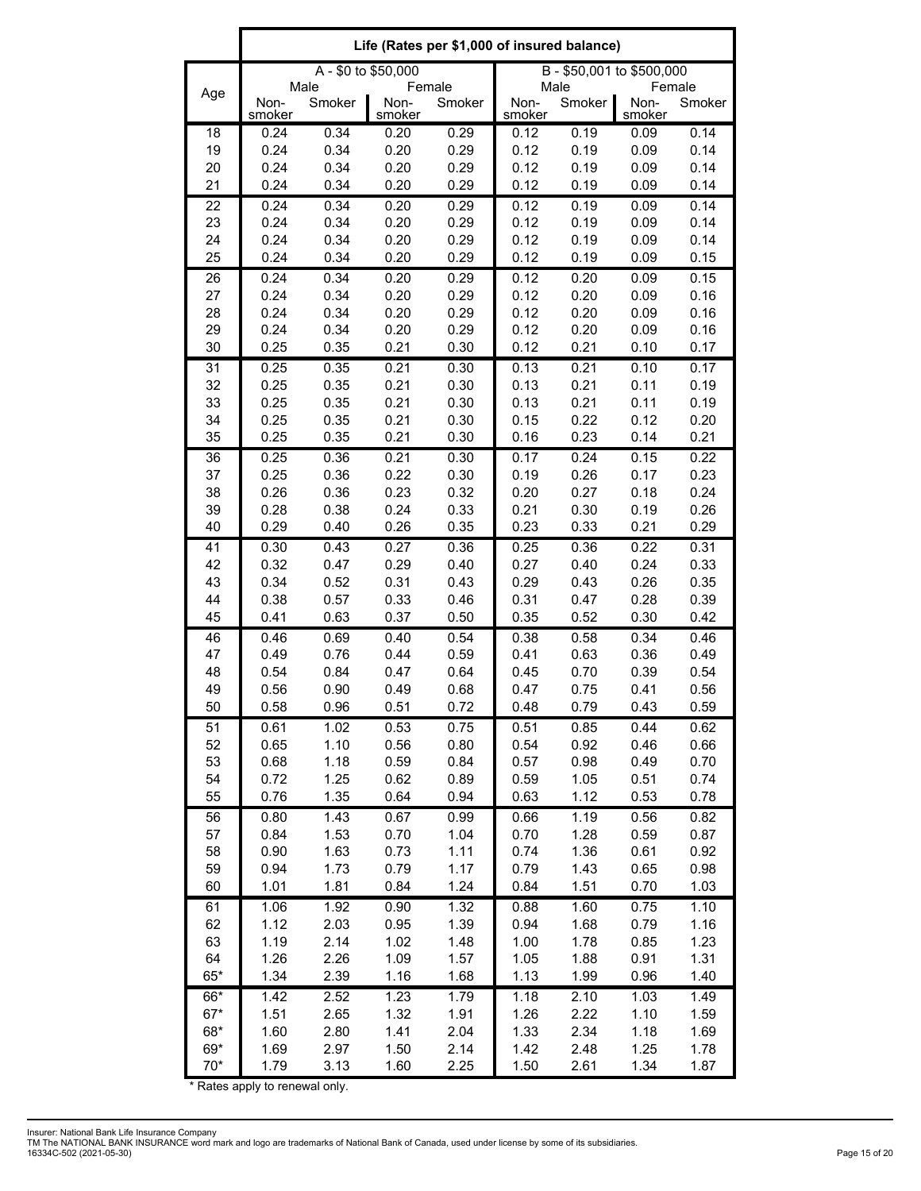| Age | Life (Rates per $1,000 of insured balance) | | | | | | | |
|---|---|---|---|---|---|---|---|---|
| | A - $0 to $50,000 | | | | B - $50,001 to $500,000 | | | |
| | Male | | Female | | Male | | Female | |
| | Non-smoker | Smoker | Non-smoker | Smoker | Non-smoker | Smoker | Non-smoker | Smoker |
| 18 | 0.24 | 0.34 | 0.20 | 0.29 | 0.12 | 0.19 | 0.09 | 0.14 |
| 19 | 0.24 | 0.34 | 0.20 | 0.29 | 0.12 | 0.19 | 0.09 | 0.14 |
| 20 | 0.24 | 0.34 | 0.20 | 0.29 | 0.12 | 0.19 | 0.09 | 0.14 |
| 21 | 0.24 | 0.34 | 0.20 | 0.29 | 0.12 | 0.19 | 0.09 | 0.14 |
| 22 | 0.24 | 0.34 | 0.20 | 0.29 | 0.12 | 0.19 | 0.09 | 0.14 |
| 23 | 0.24 | 0.34 | 0.20 | 0.29 | 0.12 | 0.19 | 0.09 | 0.14 |
| 24 | 0.24 | 0.34 | 0.20 | 0.29 | 0.12 | 0.19 | 0.09 | 0.14 |
| 25 | 0.24 | 0.34 | 0.20 | 0.29 | 0.12 | 0.19 | 0.09 | 0.15 |
| 26 | 0.24 | 0.34 | 0.20 | 0.29 | 0.12 | 0.20 | 0.09 | 0.15 |
| 27 | 0.24 | 0.34 | 0.20 | 0.29 | 0.12 | 0.20 | 0.09 | 0.16 |
| 28 | 0.24 | 0.34 | 0.20 | 0.29 | 0.12 | 0.20 | 0.09 | 0.16 |
| 29 | 0.24 | 0.34 | 0.20 | 0.29 | 0.12 | 0.20 | 0.09 | 0.16 |
| 30 | 0.25 | 0.35 | 0.21 | 0.30 | 0.12 | 0.21 | 0.10 | 0.17 |
| 31 | 0.25 | 0.35 | 0.21 | 0.30 | 0.13 | 0.21 | 0.10 | 0.17 |
| 32 | 0.25 | 0.35 | 0.21 | 0.30 | 0.13 | 0.21 | 0.11 | 0.19 |
| 33 | 0.25 | 0.35 | 0.21 | 0.30 | 0.13 | 0.21 | 0.11 | 0.19 |
| 34 | 0.25 | 0.35 | 0.21 | 0.30 | 0.15 | 0.22 | 0.12 | 0.20 |
| 35 | 0.25 | 0.35 | 0.21 | 0.30 | 0.16 | 0.23 | 0.14 | 0.21 |
| 36 | 0.25 | 0.36 | 0.21 | 0.30 | 0.17 | 0.24 | 0.15 | 0.22 |
| 37 | 0.25 | 0.36 | 0.22 | 0.30 | 0.19 | 0.26 | 0.17 | 0.23 |
| 38 | 0.26 | 0.36 | 0.23 | 0.32 | 0.20 | 0.27 | 0.18 | 0.24 |
| 39 | 0.28 | 0.38 | 0.24 | 0.33 | 0.21 | 0.30 | 0.19 | 0.26 |
| 40 | 0.29 | 0.40 | 0.26 | 0.35 | 0.23 | 0.33 | 0.21 | 0.29 |
| 41 | 0.30 | 0.43 | 0.27 | 0.36 | 0.25 | 0.36 | 0.22 | 0.31 |
| 42 | 0.32 | 0.47 | 0.29 | 0.40 | 0.27 | 0.40 | 0.24 | 0.33 |
| 43 | 0.34 | 0.52 | 0.31 | 0.43 | 0.29 | 0.43 | 0.26 | 0.35 |
| 44 | 0.38 | 0.57 | 0.33 | 0.46 | 0.31 | 0.47 | 0.28 | 0.39 |
| 45 | 0.41 | 0.63 | 0.37 | 0.50 | 0.35 | 0.52 | 0.30 | 0.42 |
| 46 | 0.46 | 0.69 | 0.40 | 0.54 | 0.38 | 0.58 | 0.34 | 0.46 |
| 47 | 0.49 | 0.76 | 0.44 | 0.59 | 0.41 | 0.63 | 0.36 | 0.49 |
| 48 | 0.54 | 0.84 | 0.47 | 0.64 | 0.45 | 0.70 | 0.39 | 0.54 |
| 49 | 0.56 | 0.90 | 0.49 | 0.68 | 0.47 | 0.75 | 0.41 | 0.56 |
| 50 | 0.58 | 0.96 | 0.51 | 0.72 | 0.48 | 0.79 | 0.43 | 0.59 |
| 51 | 0.61 | 1.02 | 0.53 | 0.75 | 0.51 | 0.85 | 0.44 | 0.62 |
| 52 | 0.65 | 1.10 | 0.56 | 0.80 | 0.54 | 0.92 | 0.46 | 0.66 |
| 53 | 0.68 | 1.18 | 0.59 | 0.84 | 0.57 | 0.98 | 0.49 | 0.70 |
| 54 | 0.72 | 1.25 | 0.62 | 0.89 | 0.59 | 1.05 | 0.51 | 0.74 |
| 55 | 0.76 | 1.35 | 0.64 | 0.94 | 0.63 | 1.12 | 0.53 | 0.78 |
| 56 | 0.80 | 1.43 | 0.67 | 0.99 | 0.66 | 1.19 | 0.56 | 0.82 |
| 57 | 0.84 | 1.53 | 0.70 | 1.04 | 0.70 | 1.28 | 0.59 | 0.87 |
| 58 | 0.90 | 1.63 | 0.73 | 1.11 | 0.74 | 1.36 | 0.61 | 0.92 |
| 59 | 0.94 | 1.73 | 0.79 | 1.17 | 0.79 | 1.43 | 0.65 | 0.98 |
| 60 | 1.01 | 1.81 | 0.84 | 1.24 | 0.84 | 1.51 | 0.70 | 1.03 |
| 61 | 1.06 | 1.92 | 0.90 | 1.32 | 0.88 | 1.60 | 0.75 | 1.10 |
| 62 | 1.12 | 2.03 | 0.95 | 1.39 | 0.94 | 1.68 | 0.79 | 1.16 |
| 63 | 1.19 | 2.14 | 1.02 | 1.48 | 1.00 | 1.78 | 0.85 | 1.23 |
| 64 | 1.26 | 2.26 | 1.09 | 1.57 | 1.05 | 1.88 | 0.91 | 1.31 |
| 65* | 1.34 | 2.39 | 1.16 | 1.68 | 1.13 | 1.99 | 0.96 | 1.40 |
| 66* | 1.42 | 2.52 | 1.23 | 1.79 | 1.18 | 2.10 | 1.03 | 1.49 |
| 67* | 1.51 | 2.65 | 1.32 | 1.91 | 1.26 | 2.22 | 1.10 | 1.59 |
| 68* | 1.60 | 2.80 | 1.41 | 2.04 | 1.33 | 2.34 | 1.18 | 1.69 |
| 69* | 1.69 | 2.97 | 1.50 | 2.14 | 1.42 | 2.48 | 1.25 | 1.78 |
| 70* | 1.79 | 3.13 | 1.60 | 2.25 | 1.50 | 2.61 | 1.34 | 1.87 |

* Rates apply to renewal only.

Insurer: National Bank Life Insurance Company
TM The NATIONAL BANK INSURANCE word mark and logo are trademarks of National Bank of Canada, used under license by some of its subsidiaries.
16334C-502 (2021-05-30)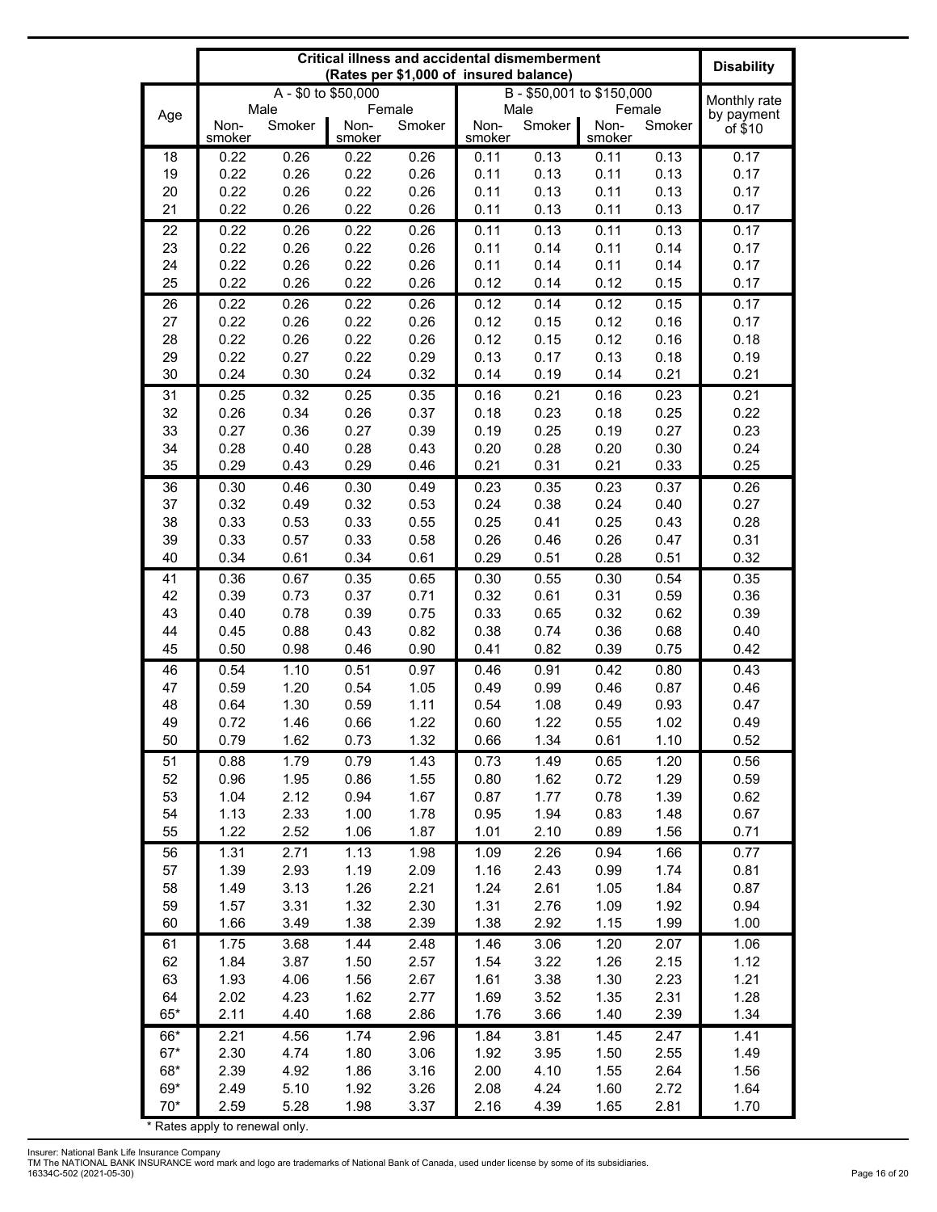| Age | Critical illness and accidental dismemberment (Rates per $1,000 of insured balance) | | | | | | | | Disability |
|---|---|---|---|---|---|---|---|---|---|
| | A - $0 to $50,000 | | | | B - $50,001 to $150,000 | | | | Monthly rate by payment of $10 |
| | Male | | Female | | Male | | Female | | |
| | Non-smoker | Smoker | Non-smoker | Smoker | Non-smoker | Smoker | Non-smoker | Smoker | |
| 18 | 0.22 | 0.26 | 0.22 | 0.26 | 0.11 | 0.13 | 0.11 | 0.13 | 0.17 |
| 19 | 0.22 | 0.26 | 0.22 | 0.26 | 0.11 | 0.13 | 0.11 | 0.13 | 0.17 |
| 20 | 0.22 | 0.26 | 0.22 | 0.26 | 0.11 | 0.13 | 0.11 | 0.13 | 0.17 |
| 21 | 0.22 | 0.26 | 0.22 | 0.26 | 0.11 | 0.13 | 0.11 | 0.13 | 0.17 |
| 22 | 0.22 | 0.26 | 0.22 | 0.26 | 0.11 | 0.13 | 0.11 | 0.13 | 0.17 |
| 23 | 0.22 | 0.26 | 0.22 | 0.26 | 0.11 | 0.14 | 0.11 | 0.14 | 0.17 |
| 24 | 0.22 | 0.26 | 0.22 | 0.26 | 0.11 | 0.14 | 0.11 | 0.14 | 0.17 |
| 25 | 0.22 | 0.26 | 0.22 | 0.26 | 0.12 | 0.14 | 0.12 | 0.15 | 0.17 |
| 26 | 0.22 | 0.26 | 0.22 | 0.26 | 0.12 | 0.14 | 0.12 | 0.15 | 0.17 |
| 27 | 0.22 | 0.26 | 0.22 | 0.26 | 0.12 | 0.15 | 0.12 | 0.16 | 0.17 |
| 28 | 0.22 | 0.26 | 0.22 | 0.26 | 0.12 | 0.15 | 0.12 | 0.16 | 0.18 |
| 29 | 0.22 | 0.27 | 0.22 | 0.29 | 0.13 | 0.17 | 0.13 | 0.18 | 0.19 |
| 30 | 0.24 | 0.30 | 0.24 | 0.32 | 0.14 | 0.19 | 0.14 | 0.21 | 0.21 |
| 31 | 0.25 | 0.32 | 0.25 | 0.35 | 0.16 | 0.21 | 0.16 | 0.23 | 0.21 |
| 32 | 0.26 | 0.34 | 0.26 | 0.37 | 0.18 | 0.23 | 0.18 | 0.25 | 0.22 |
| 33 | 0.27 | 0.36 | 0.27 | 0.39 | 0.19 | 0.25 | 0.19 | 0.27 | 0.23 |
| 34 | 0.28 | 0.40 | 0.28 | 0.43 | 0.20 | 0.28 | 0.20 | 0.30 | 0.24 |
| 35 | 0.29 | 0.43 | 0.29 | 0.46 | 0.21 | 0.31 | 0.21 | 0.33 | 0.25 |
| 36 | 0.30 | 0.46 | 0.30 | 0.49 | 0.23 | 0.35 | 0.23 | 0.37 | 0.26 |
| 37 | 0.32 | 0.49 | 0.32 | 0.53 | 0.24 | 0.38 | 0.24 | 0.40 | 0.27 |
| 38 | 0.33 | 0.53 | 0.33 | 0.55 | 0.25 | 0.41 | 0.25 | 0.43 | 0.28 |
| 39 | 0.33 | 0.57 | 0.33 | 0.58 | 0.26 | 0.46 | 0.26 | 0.47 | 0.31 |
| 40 | 0.34 | 0.61 | 0.34 | 0.61 | 0.29 | 0.51 | 0.28 | 0.51 | 0.32 |
| 41 | 0.36 | 0.67 | 0.35 | 0.65 | 0.30 | 0.55 | 0.30 | 0.54 | 0.35 |
| 42 | 0.39 | 0.73 | 0.37 | 0.71 | 0.32 | 0.61 | 0.31 | 0.59 | 0.36 |
| 43 | 0.40 | 0.78 | 0.39 | 0.75 | 0.33 | 0.65 | 0.32 | 0.62 | 0.39 |
| 44 | 0.45 | 0.88 | 0.43 | 0.82 | 0.38 | 0.74 | 0.36 | 0.68 | 0.40 |
| 45 | 0.50 | 0.98 | 0.46 | 0.90 | 0.41 | 0.82 | 0.39 | 0.75 | 0.42 |
| 46 | 0.54 | 1.10 | 0.51 | 0.97 | 0.46 | 0.91 | 0.42 | 0.80 | 0.43 |
| 47 | 0.59 | 1.20 | 0.54 | 1.05 | 0.49 | 0.99 | 0.46 | 0.87 | 0.46 |
| 48 | 0.64 | 1.30 | 0.59 | 1.11 | 0.54 | 1.08 | 0.49 | 0.93 | 0.47 |
| 49 | 0.72 | 1.46 | 0.66 | 1.22 | 0.60 | 1.22 | 0.55 | 1.02 | 0.49 |
| 50 | 0.79 | 1.62 | 0.73 | 1.32 | 0.66 | 1.34 | 0.61 | 1.10 | 0.52 |
| 51 | 0.88 | 1.79 | 0.79 | 1.43 | 0.73 | 1.49 | 0.65 | 1.20 | 0.56 |
| 52 | 0.96 | 1.95 | 0.86 | 1.55 | 0.80 | 1.62 | 0.72 | 1.29 | 0.59 |
| 53 | 1.04 | 2.12 | 0.94 | 1.67 | 0.87 | 1.77 | 0.78 | 1.39 | 0.62 |
| 54 | 1.13 | 2.33 | 1.00 | 1.78 | 0.95 | 1.94 | 0.83 | 1.48 | 0.67 |
| 55 | 1.22 | 2.52 | 1.06 | 1.87 | 1.01 | 2.10 | 0.89 | 1.56 | 0.71 |
| 56 | 1.31 | 2.71 | 1.13 | 1.98 | 1.09 | 2.26 | 0.94 | 1.66 | 0.77 |
| 57 | 1.39 | 2.93 | 1.19 | 2.09 | 1.16 | 2.43 | 0.99 | 1.74 | 0.81 |
| 58 | 1.49 | 3.13 | 1.26 | 2.21 | 1.24 | 2.61 | 1.05 | 1.84 | 0.87 |
| 59 | 1.57 | 3.31 | 1.32 | 2.30 | 1.31 | 2.76 | 1.09 | 1.92 | 0.94 |
| 60 | 1.66 | 3.49 | 1.38 | 2.39 | 1.38 | 2.92 | 1.15 | 1.99 | 1.00 |
| 61 | 1.75 | 3.68 | 1.44 | 2.48 | 1.46 | 3.06 | 1.20 | 2.07 | 1.06 |
| 62 | 1.84 | 3.87 | 1.50 | 2.57 | 1.54 | 3.22 | 1.26 | 2.15 | 1.12 |
| 63 | 1.93 | 4.06 | 1.56 | 2.67 | 1.61 | 3.38 | 1.30 | 2.23 | 1.21 |
| 64 | 2.02 | 4.23 | 1.62 | 2.77 | 1.69 | 3.52 | 1.35 | 2.31 | 1.28 |
| 65* | 2.11 | 4.40 | 1.68 | 2.86 | 1.76 | 3.66 | 1.40 | 2.39 | 1.34 |
| 66* | 2.21 | 4.56 | 1.74 | 2.96 | 1.84 | 3.81 | 1.45 | 2.47 | 1.41 |
| 67* | 2.30 | 4.74 | 1.80 | 3.06 | 1.92 | 3.95 | 1.50 | 2.55 | 1.49 |
| 68* | 2.39 | 4.92 | 1.86 | 3.16 | 2.00 | 4.10 | 1.55 | 2.64 | 1.56 |
| 69* | 2.49 | 5.10 | 1.92 | 3.26 | 2.08 | 4.24 | 1.60 | 2.72 | 1.64 |
| 70* | 2.59 | 5.28 | 1.98 | 3.37 | 2.16 | 4.39 | 1.65 | 2.81 | 1.70 |

* Rates apply to renewal only.

Insurer: National Bank Life Insurance Company
TM The NATIONAL BANK INSURANCE word mark and logo are trademarks of National Bank of Canada, used under license by some of its subsidiaries.
16334C-502 (2021-05-30)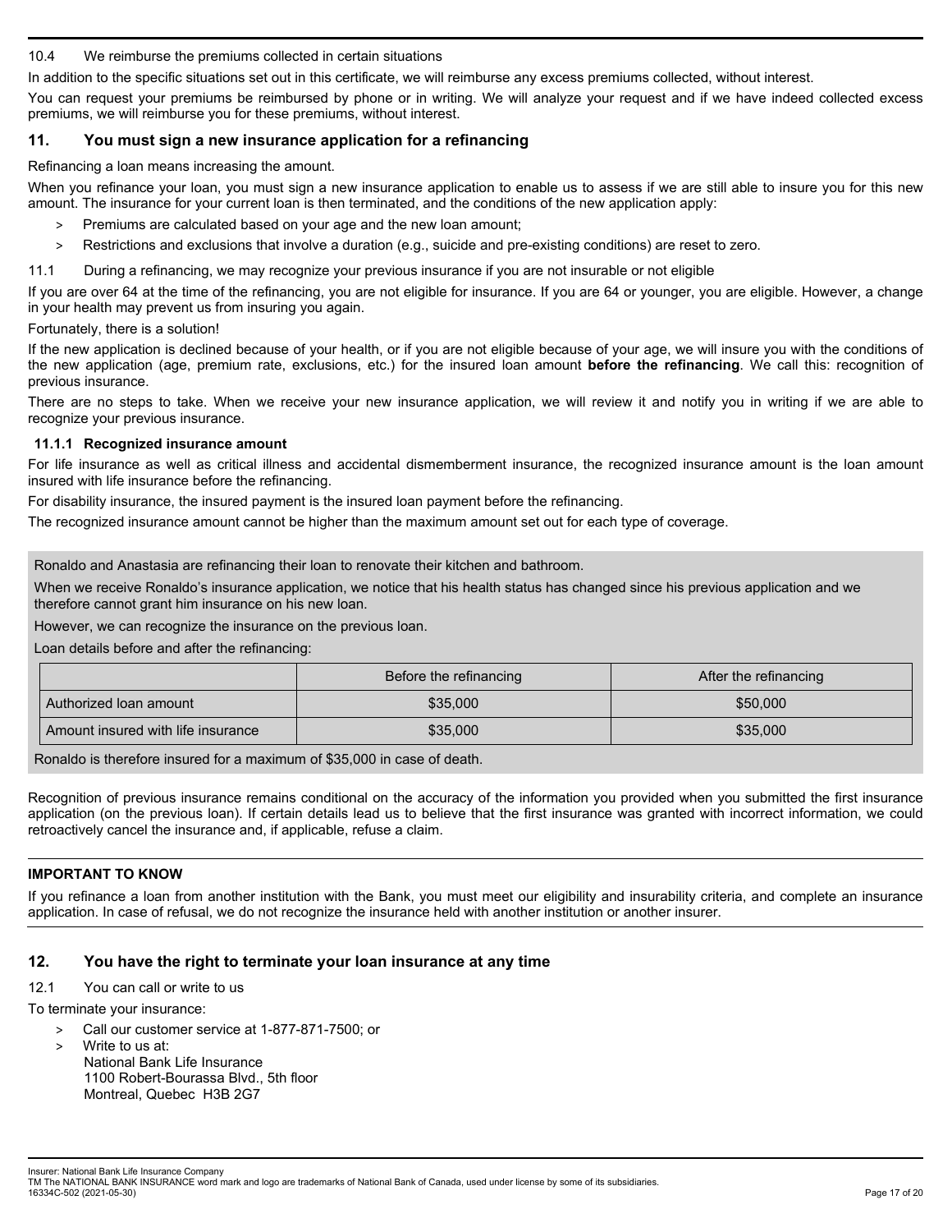10.4 We reimburse the premiums collected in certain situations

In addition to the specific situations set out in this certificate, we will reimburse any excess premiums collected, without interest.

You can request your premiums be reimbursed by phone or in writing. We will analyze your request and if we have indeed collected excess premiums, we will reimburse you for these premiums, without interest.

## 11. You must sign a new insurance application for a refinancing

Refinancing a loan means increasing the amount.

When you refinance your loan, you must sign a new insurance application to enable us to assess if we are still able to insure you for this new amount. The insurance for your current loan is then terminated, and the conditions of the new application apply:

> Premiums are calculated based on your age and the new loan amount;
> Restrictions and exclusions that involve a duration (e.g., suicide and pre-existing conditions) are reset to zero.

11.1 During a refinancing, we may recognize your previous insurance if you are not insurable or not eligible

If you are over 64 at the time of the refinancing, you are not eligible for insurance. If you are 64 or younger, you are eligible. However, a change in your health may prevent us from insuring you again.

Fortunately, there is a solution!

If the new application is declined because of your health, or if you are not eligible because of your age, we will insure you with the conditions of the new application (age, premium rate, exclusions, etc.) for the insured loan amount **before the refinancing**. We call this: recognition of previous insurance.

There are no steps to take. When we receive your new insurance application, we will review it and notify you in writing if we are able to recognize your previous insurance.

### 11.1.1 Recognized insurance amount

For life insurance as well as critical illness and accidental dismemberment insurance, the recognized insurance amount is the loan amount insured with life insurance before the refinancing.

For disability insurance, the insured payment is the insured loan payment before the refinancing.

The recognized insurance amount cannot be higher than the maximum amount set out for each type of coverage.

Ronaldo and Anastasia are refinancing their loan to renovate their kitchen and bathroom.

When we receive Ronaldo's insurance application, we notice that his health status has changed since his previous application and we therefore cannot grant him insurance on his new loan.

However, we can recognize the insurance on the previous loan.

Loan details before and after the refinancing:

| | Before the refinancing | After the refinancing |
|---|---|---|
| Authorized loan amount | $35,000 | $50,000 |
| Amount insured with life insurance | $35,000 | $35,000 |

Ronaldo is therefore insured for a maximum of $35,000 in case of death.

Recognition of previous insurance remains conditional on the accuracy of the information you provided when you submitted the first insurance application (on the previous loan). If certain details lead us to believe that the first insurance was granted with incorrect information, we could retroactively cancel the insurance and, if applicable, refuse a claim.

**IMPORTANT TO KNOW**

If you refinance a loan from another institution with the Bank, you must meet our eligibility and insurability criteria, and complete an insurance application. In case of refusal, we do not recognize the insurance held with another institution or another insurer.

## 12. You have the right to terminate your loan insurance at any time

12.1 You can call or write to us

To terminate your insurance:

> Call our customer service at 1-877-871-7500; or
> Write to us at:
National Bank Life Insurance
1100 Robert-Bourassa Blvd., 5th floor
Montreal, Quebec H3B 2G7

Insurer: National Bank Life Insurance Company
TM The NATIONAL BANK INSURANCE word mark and logo are trademarks of National Bank of Canada, used under license by some of its subsidiaries.
16334C-502 (2021-05-30)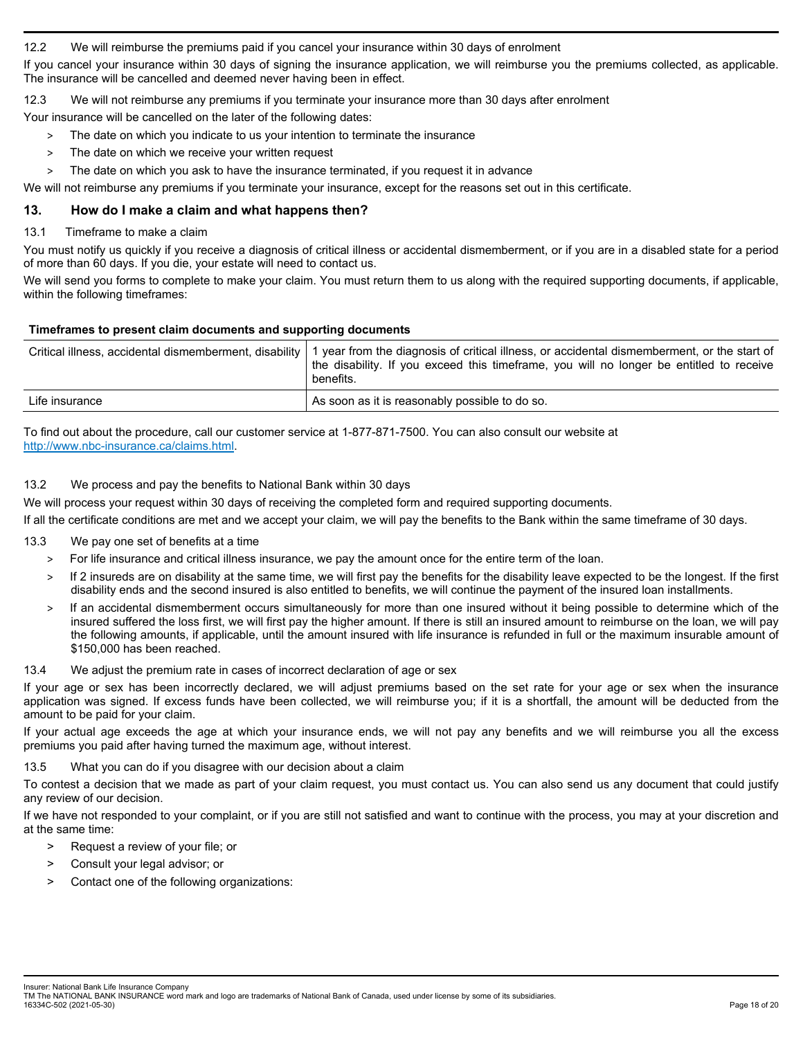12.2 We will reimburse the premiums paid if you cancel your insurance within 30 days of enrolment

If you cancel your insurance within 30 days of signing the insurance application, we will reimburse you the premiums collected, as applicable. The insurance will be cancelled and deemed never having been in effect.

12.3 We will not reimburse any premiums if you terminate your insurance more than 30 days after enrolment

Your insurance will be cancelled on the later of the following dates:

- The date on which you indicate to us your intention to terminate the insurance
- The date on which we receive your written request
- The date on which you ask to have the insurance terminated, if you request it in advance

We will not reimburse any premiums if you terminate your insurance, except for the reasons set out in this certificate.

## 13. How do I make a claim and what happens then?

13.1 Timeframe to make a claim

You must notify us quickly if you receive a diagnosis of critical illness or accidental dismemberment, or if you are in a disabled state for a period of more than 60 days. If you die, your estate will need to contact us.

We will send you forms to complete to make your claim. You must return them to us along with the required supporting documents, if applicable, within the following timeframes:

**Timeframes to present claim documents and supporting documents**

| | |
|---|---|
| Critical illness, accidental dismemberment, disability | 1 year from the diagnosis of critical illness, or accidental dismemberment, or the start of the disability. If you exceed this timeframe, you will no longer be entitled to receive benefits. |
| Life insurance | As soon as it is reasonably possible to do so. |

To find out about the procedure, call our customer service at 1-877-871-7500. You can also consult our website at http://www.nbc-insurance.ca/claims.html.

13.2 We process and pay the benefits to National Bank within 30 days

We will process your request within 30 days of receiving the completed form and required supporting documents.

If all the certificate conditions are met and we accept your claim, we will pay the benefits to the Bank within the same timeframe of 30 days.

13.3 We pay one set of benefits at a time

- For life insurance and critical illness insurance, we pay the amount once for the entire term of the loan.
- If 2 insureds are on disability at the same time, we will first pay the benefits for the disability leave expected to be the longest. If the first disability ends and the second insured is also entitled to benefits, we will continue the payment of the insured loan installments.
- If an accidental dismemberment occurs simultaneously for more than one insured without it being possible to determine which of the insured suffered the loss first, we will first pay the higher amount. If there is still an insured amount to reimburse on the loan, we will pay the following amounts, if applicable, until the amount insured with life insurance is refunded in full or the maximum insurable amount of $150,000 has been reached.

13.4 We adjust the premium rate in cases of incorrect declaration of age or sex

If your age or sex has been incorrectly declared, we will adjust premiums based on the set rate for your age or sex when the insurance application was signed. If excess funds have been collected, we will reimburse you; if it is a shortfall, the amount will be deducted from the amount to be paid for your claim.

If your actual age exceeds the age at which your insurance ends, we will not pay any benefits and we will reimburse you all the excess premiums you paid after having turned the maximum age, without interest.

13.5 What you can do if you disagree with our decision about a claim

To contest a decision that we made as part of your claim request, you must contact us. You can also send us any document that could justify any review of our decision.

If we have not responded to your complaint, or if you are still not satisfied and want to continue with the process, you may at your discretion and at the same time:

- Request a review of your file; or
- Consult your legal advisor; or
- Contact one of the following organizations: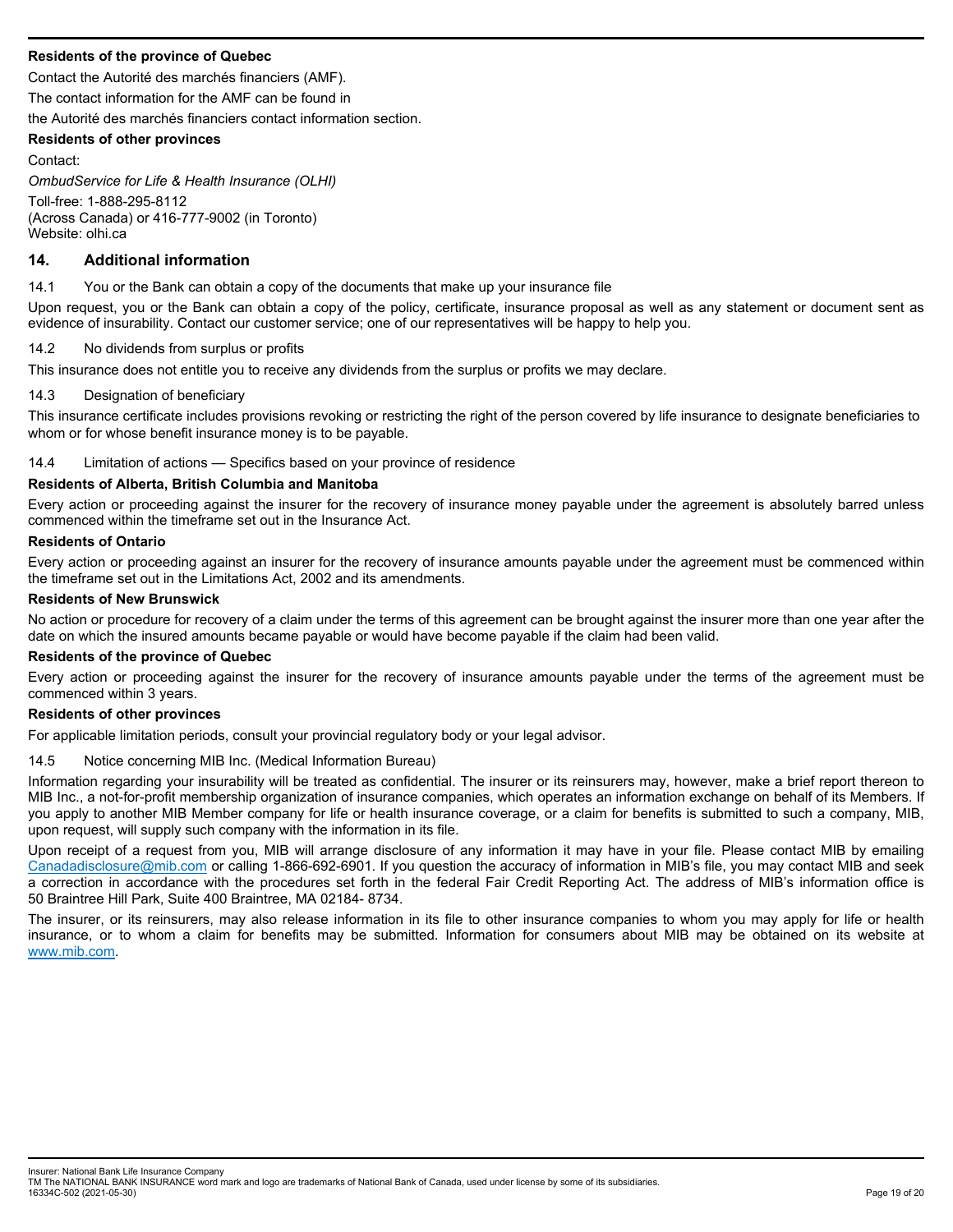**Residents of the province of Quebec**

Contact the Autorité des marchés financiers (AMF).

The contact information for the AMF can be found in

the Autorité des marchés financiers contact information section.

**Residents of other provinces**

Contact:

*OmbudService for Life & Health Insurance (OLHI)*

Toll-free: 1-888-295-8112
(Across Canada) or 416-777-9002 (in Toronto)
Website: olhi.ca

## 14. Additional information

14.1 You or the Bank can obtain a copy of the documents that make up your insurance file

Upon request, you or the Bank can obtain a copy of the policy, certificate, insurance proposal as well as any statement or document sent as evidence of insurability. Contact our customer service; one of our representatives will be happy to help you.

14.2 No dividends from surplus or profits

This insurance does not entitle you to receive any dividends from the surplus or profits we may declare.

14.3 Designation of beneficiary

This insurance certificate includes provisions revoking or restricting the right of the person covered by life insurance to designate beneficiaries to whom or for whose benefit insurance money is to be payable.

14.4 Limitation of actions — Specifics based on your province of residence

**Residents of Alberta, British Columbia and Manitoba**

Every action or proceeding against the insurer for the recovery of insurance money payable under the agreement is absolutely barred unless commenced within the timeframe set out in the Insurance Act.

**Residents of Ontario**

Every action or proceeding against an insurer for the recovery of insurance amounts payable under the agreement must be commenced within the timeframe set out in the Limitations Act, 2002 and its amendments.

**Residents of New Brunswick**

No action or procedure for recovery of a claim under the terms of this agreement can be brought against the insurer more than one year after the date on which the insured amounts became payable or would have become payable if the claim had been valid.

**Residents of the province of Quebec**

Every action or proceeding against the insurer for the recovery of insurance amounts payable under the terms of the agreement must be commenced within 3 years.

**Residents of other provinces**

For applicable limitation periods, consult your provincial regulatory body or your legal advisor.

14.5 Notice concerning MIB Inc. (Medical Information Bureau)

Information regarding your insurability will be treated as confidential. The insurer or its reinsurers may, however, make a brief report thereon to MIB Inc., a not-for-profit membership organization of insurance companies, which operates an information exchange on behalf of its Members. If you apply to another MIB Member company for life or health insurance coverage, or a claim for benefits is submitted to such a company, MIB, upon request, will supply such company with the information in its file.

Upon receipt of a request from you, MIB will arrange disclosure of any information it may have in your file. Please contact MIB by emailing Canadadisclosure@mib.com or calling 1-866-692-6901. If you question the accuracy of information in MIB's file, you may contact MIB and seek a correction in accordance with the procedures set forth in the federal Fair Credit Reporting Act. The address of MIB's information office is 50 Braintree Hill Park, Suite 400 Braintree, MA 02184- 8734.

The insurer, or its reinsurers, may also release information in its file to other insurance companies to whom you may apply for life or health insurance, or to whom a claim for benefits may be submitted. Information for consumers about MIB may be obtained on its website at www.mib.com.

Insurer: National Bank Life Insurance Company
TM The NATIONAL BANK INSURANCE word mark and logo are trademarks of National Bank of Canada, used under license by some of its subsidiaries.
16334C-502 (2021-05-30)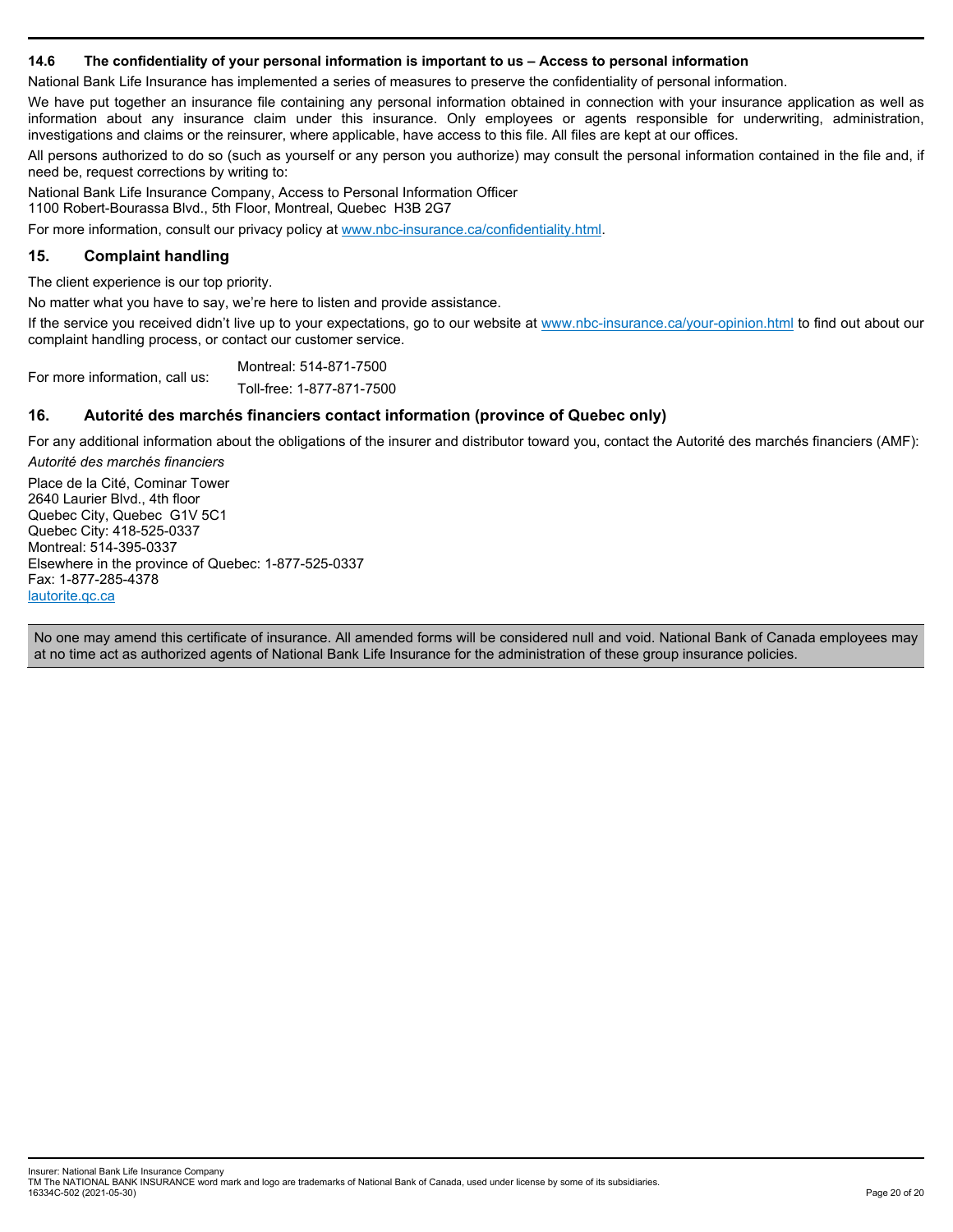### 14.6 The confidentiality of your personal information is important to us – Access to personal information

National Bank Life Insurance has implemented a series of measures to preserve the confidentiality of personal information.

We have put together an insurance file containing any personal information obtained in connection with your insurance application as well as information about any insurance claim under this insurance. Only employees or agents responsible for underwriting, administration, investigations and claims or the reinsurer, where applicable, have access to this file. All files are kept at our offices.

All persons authorized to do so (such as yourself or any person you authorize) may consult the personal information contained in the file and, if need be, request corrections by writing to:

National Bank Life Insurance Company, Access to Personal Information Officer
1100 Robert-Bourassa Blvd., 5th Floor, Montreal, Quebec H3B 2G7

For more information, consult our privacy policy at www.nbc-insurance.ca/confidentiality.html.

## 15. Complaint handling

The client experience is our top priority.

No matter what you have to say, we're here to listen and provide assistance.

If the service you received didn't live up to your expectations, go to our website at www.nbc-insurance.ca/your-opinion.html to find out about our complaint handling process, or contact our customer service.

For more information, call us:
Montreal: 514-871-7500
Toll-free: 1-877-871-7500

## 16. Autorité des marchés financiers contact information (province of Quebec only)

For any additional information about the obligations of the insurer and distributor toward you, contact the Autorité des marchés financiers (AMF):

*Autorité des marchés financiers*

Place de la Cité, Cominar Tower
2640 Laurier Blvd., 4th floor
Quebec City, Quebec G1V 5C1
Quebec City: 418-525-0337
Montreal: 514-395-0337
Elsewhere in the province of Quebec: 1-877-525-0337
Fax: 1-877-285-4378
lautorite.qc.ca

No one may amend this certificate of insurance. All amended forms will be considered null and void. National Bank of Canada employees may at no time act as authorized agents of National Bank Life Insurance for the administration of these group insurance policies.

Insurer: National Bank Life Insurance Company
TM The NATIONAL BANK INSURANCE word mark and logo are trademarks of National Bank of Canada, used under license by some of its subsidiaries.
16334C-502 (2021-05-30)